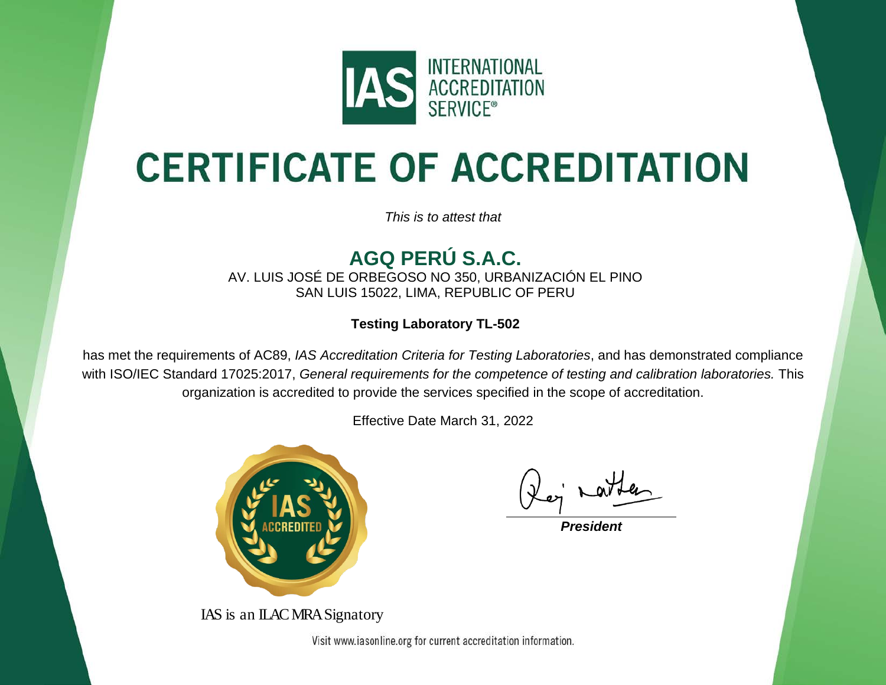INTERNATIONAL ACCREDITATION SERVICE®

# CERTIFICATE OF ACCREDITATION

*This is to attest that*

## AGQ PERÚ S.A.C.

AV. LUIS JOSÉ DE ORBEGOSO NO 350, URBANIZACIÓN EL PINO
SAN LUIS 15022, LIMA, REPUBLIC OF PERU

**Testing Laboratory TL-502**

has met the requirements of AC89, *IAS Accreditation Criteria for Testing Laboratories*, and has demonstrated compliance with ISO/IEC Standard 17025:2017, *General requirements for the competence of testing and calibration laboratories.* This organization is accredited to provide the services specified in the scope of accreditation.

Effective Date March 31, 2022

***President***

IAS is an ILAC MRA Signatory

Visit www.iasonline.org for current accreditation information.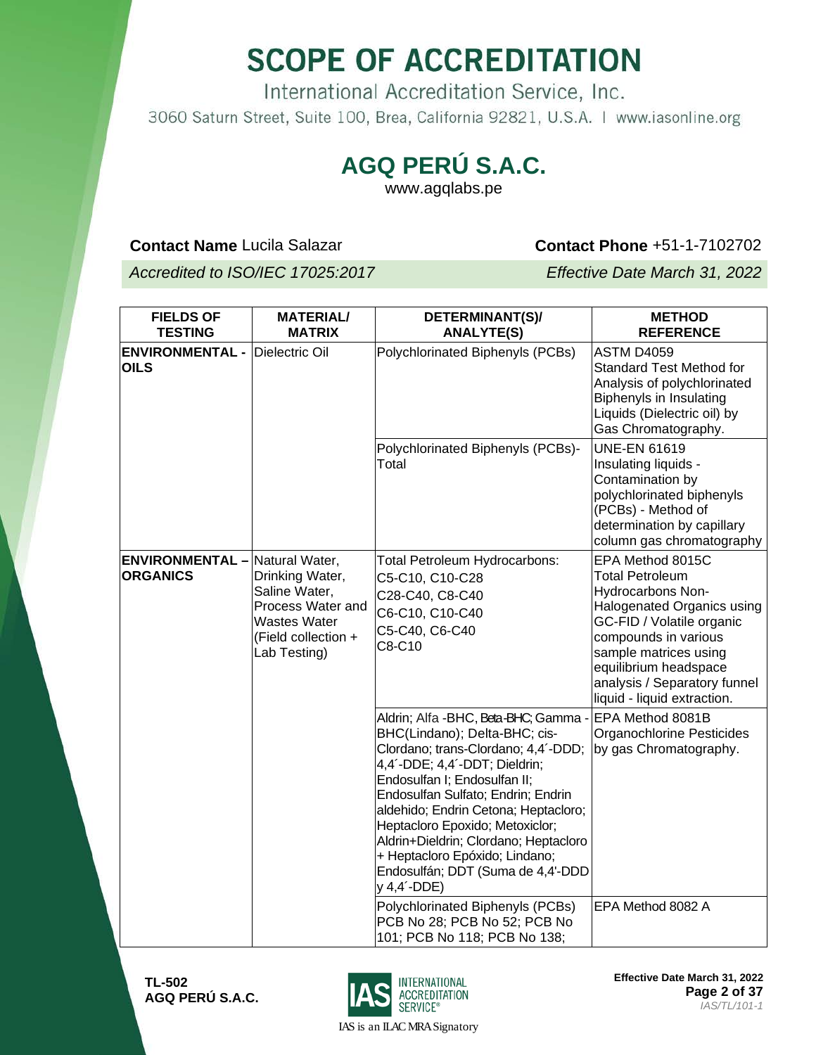# SCOPE OF ACCREDITATION

International Accreditation Service, Inc.

3060 Saturn Street, Suite 100, Brea, California 92821, U.S.A. | www.iasonline.org

## AGQ PERÚ S.A.C.

www.agqlabs.pe

**Contact Name** Lucila Salazar **Contact Phone** +51-1-7102702

*Accredited to ISO/IEC 17025:2017* *Effective Date March 31, 2022*

| FIELDS OF TESTING | MATERIAL/ MATRIX | DETERMINANT(S)/ ANALYTE(S) | METHOD REFERENCE |
|---|---|---|---|
| **ENVIRONMENTAL - OILS** | Dielectric Oil | Polychlorinated Biphenyls (PCBs) | ASTM D4059 Standard Test Method for Analysis of polychlorinated Biphenyls in Insulating Liquids (Dielectric oil) by Gas Chromatography. |
| | | Polychlorinated Biphenyls (PCBs)- Total | UNE-EN 61619 Insulating liquids - Contamination by polychlorinated biphenyls (PCBs) - Method of determination by capillary column gas chromatography |
| **ENVIRONMENTAL – ORGANICS** | Natural Water, Drinking Water, Saline Water, Process Water and Wastes Water (Field collection + Lab Testing) | Total Petroleum Hydrocarbons: C5-C10, C10-C28 C28-C40, C8-C40 C6-C10, C10-C40 C5-C40, C6-C40 C8-C10 | EPA Method 8015C Total Petroleum Hydrocarbons Non-Halogenated Organics using GC-FID / Volatile organic compounds in various sample matrices using equilibrium headspace analysis / Separatory funnel liquid - liquid extraction. |
| | | Aldrin; Alfa -BHC, Beta-BHC; Gamma - BHC(Lindano); Delta-BHC; cis-Clordano; trans-Clordano; 4,4´-DDD; 4,4´-DDE; 4,4´-DDT; Dieldrin; Endosulfan I; Endosulfan II; Endosulfan Sulfato; Endrin; Endrin aldehido; Endrin Cetona; Heptacloro; Heptacloro Epoxido; Metoxiclor; Aldrin+Dieldrin; Clordano; Heptacloro + Heptacloro Epóxido; Lindano; Endosulfán; DDT (Suma de 4,4'-DDD y 4,4´-DDE) | EPA Method 8081B Organochlorine Pesticides by gas Chromatography. |
| | | Polychlorinated Biphenyls (PCBs) PCB No 28; PCB No 52; PCB No 101; PCB No 118; PCB No 138; | EPA Method 8082 A |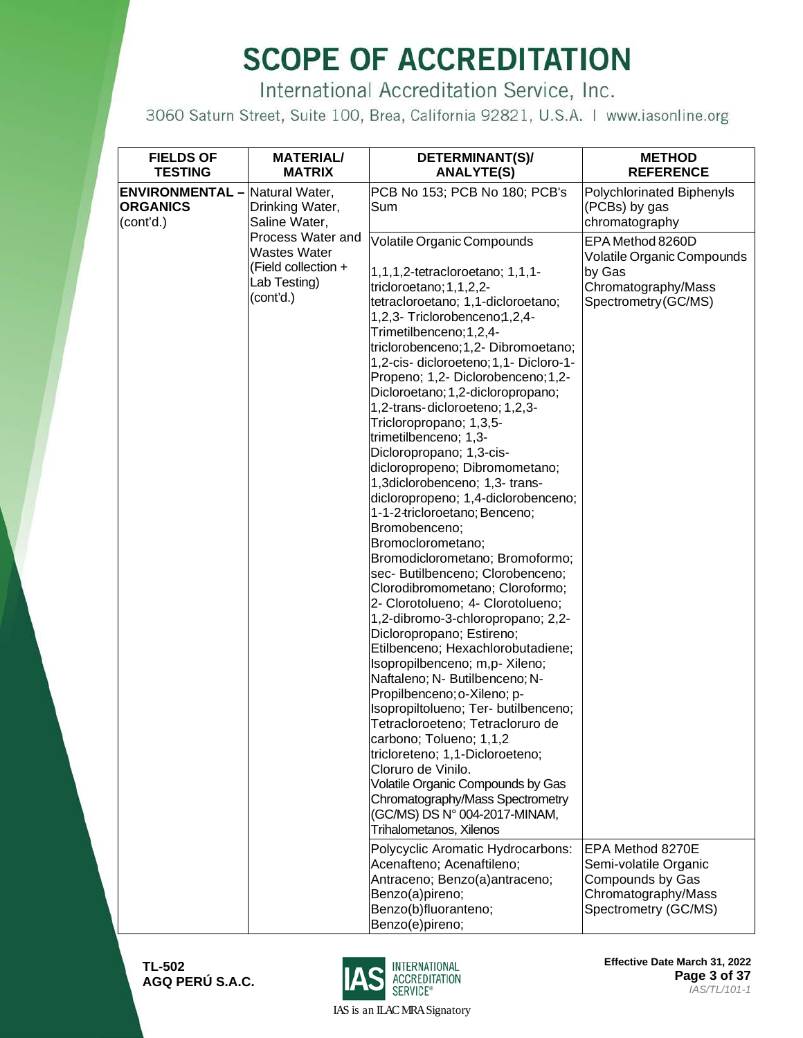# SCOPE OF ACCREDITATION

International Accreditation Service, Inc.

3060 Saturn Street, Suite 100, Brea, California 92821, U.S.A. | www.iasonline.org

| FIELDS OF TESTING | MATERIAL/ MATRIX | DETERMINANT(S)/ ANALYTE(S) | METHOD REFERENCE |
|---|---|---|---|
| **ENVIRONMENTAL – ORGANICS** (cont'd.) | Natural Water, Drinking Water, Saline Water, Process Water and Wastes Water (Field collection + Lab Testing) (cont'd.) | PCB No 153; PCB No 180; PCB's Sum | Polychlorinated Biphenyls (PCBs) by gas chromatography |
| | | Volatile Organic Compounds<br><br>1,1,1,2-tetracloroetano; 1,1,1-tricloroetano; 1,1,2,2-tetracloroetano; 1,1-dicloroetano; 1,2,3- Triclorobenceno;1,2,4-Trimetilbenceno;1,2,4-triclorobenceno;1,2- Dibromoetano; 1,2-cis- dicloroeteno; 1,1- Dicloro-1-Propeno; 1,2- Diclorobenceno; 1,2-Dicloroetano; 1,2-dicloropropano; 1,2-trans-dicloroeteno; 1,2,3-Tricloropropano; 1,3,5-trimetilbenceno; 1,3-Dicloropropano; 1,3-cis-dicloropropeno; Dibromometano; 1,3diclorobenceno; 1,3- trans-dicloropropeno; 1,4-diclorobenceno; 1-1-2-tricloroetano; Benceno; Bromobenceno; Bromoclorometano; Bromodiclorometano; Bromoformo; sec- Butilbenceno; Clorobenceno; Clorodibromometano; Cloroformo; 2- Clorotolueno; 4- Clorotolueno; 1,2-dibromo-3-chloropropano; 2,2-Dicloropropano; Estireno; Etilbenceno; Hexachlorobutadiene; Isopropilbenceno; m,p- Xileno; Naftaleno; N- Butilbenceno; N-Propilbenceno; o-Xileno; p-Isopropiltolueno; Ter- butilbenceno; Tetracloroeteno; Tetracloruro de carbono; Tolueno; 1,1,2 tricloreteno; 1,1-Dicloroeteno; Cloruro de Vinilo.<br>Volatile Organic Compounds by Gas Chromatography/Mass Spectrometry (GC/MS) DS N° 004-2017-MINAM, Trihalometanos, Xilenos | EPA Method 8260D Volatile Organic Compounds by Gas Chromatography/Mass Spectrometry (GC/MS) |
| | | Polycyclic Aromatic Hydrocarbons: Acenafteno; Acenaftileno; Antraceno; Benzo(a)antraceno; Benzo(a)pireno; Benzo(b)fluoranteno; Benzo(e)pireno; | EPA Method 8270E Semi-volatile Organic Compounds by Gas Chromatography/Mass Spectrometry (GC/MS) |

**TL-502**
**AGQ PERÚ S.A.C.**

IAS is an ILAC MRA Signatory

**Effective Date March 31, 2022**

*IAS/TL/101-1*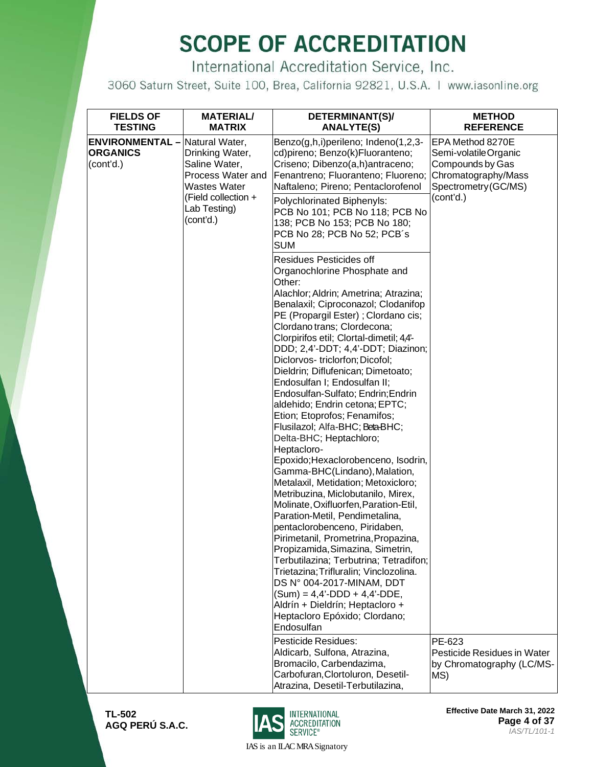# SCOPE OF ACCREDITATION

International Accreditation Service, Inc.

3060 Saturn Street, Suite 100, Brea, California 92821, U.S.A. | www.iasonline.org

| FIELDS OF TESTING | MATERIAL/ MATRIX | DETERMINANT(S)/ ANALYTE(S) | METHOD REFERENCE |
|---|---|---|---|
| **ENVIRONMENTAL – ORGANICS** (cont'd.) | Natural Water, Drinking Water, Saline Water, Process Water and Wastes Water (Field collection + Lab Testing) (cont'd.) | Benzo(g,h,i)perileno; Indeno(1,2,3-cd)pireno; Benzo(k)Fluoranteno; Criseno; Dibenzo(a,h)antraceno; Fenantreno; Fluoranteno; Fluoreno; Naftaleno; Pireno; Pentaclorofenol | EPA Method 8270E Semi-volatile Organic Compounds by Gas Chromatography/Mass Spectrometry (GC/MS) (cont'd.) |
| | | Polychlorinated Biphenyls: PCB No 101; PCB No 118; PCB No 138; PCB No 153; PCB No 180; PCB No 28; PCB No 52; PCB´s SUM | |
| | | Residues Pesticides off Organochlorine Phosphate and Other: Alachlor; Aldrin; Ametrina; Atrazina; Benalaxil; Ciproconazol; Clodanifop PE (Propargil Ester) ; Clordano cis; Clordano trans; Clordecona; Clorpirifos etil; Clortal-dimetil; 4,4'-DDD; 2,4'-DDT; 4,4'-DDT; Diazinon; Diclorvos- triclorfon; Dicofol; Dieldrin; Diflufenican; Dimetoato; Endosulfan I; Endosulfan II; Endosulfan-Sulfato; Endrin; Endrin aldehido; Endrin cetona; EPTC; Etion; Etoprofos; Fenamifos; Flusilazol; Alfa-BHC; Beta-BHC; Delta-BHC; Heptachloro; Heptacloro-Epoxido; Hexaclorobenceno, Isodrin, Gamma-BHC(Lindano), Malation, Metalaxil, Metidation; Metoxicloro; Metribuzina, Miclobutanilo, Mirex, Molinate, Oxifluorfen, Paration-Etil, Paration-Metil, Pendimetalina, pentaclorobenceno, Piridaben, Pirimetanil, Prometrina, Propazina, Propizamida, Simazina, Simetrin, Terbutilazina; Terbutrina; Tetradifon; Trietazina; Trifluralin; Vinclozolina. DS N° 004-2017-MINAM, DDT (Sum) = 4,4'-DDD + 4,4'-DDE, Aldrín + Dieldrín; Heptacloro + Heptacloro Epóxido; Clordano; Endosulfan | |
| | | Pesticide Residues: Aldicarb, Sulfona, Atrazina, Bromacilo, Carbendazima, Carbofuran, Clortoluron, Desetil-Atrazina, Desetil-Terbutilazina, | PE-623 Pesticide Residues in Water by Chromatography (LC/MS-MS) |

**TL-502**
**AGQ PERÚ S.A.C.**

IAS is an ILAC MRA Signatory

**Effective Date March 31, 2022**

*IAS/TL/101-1*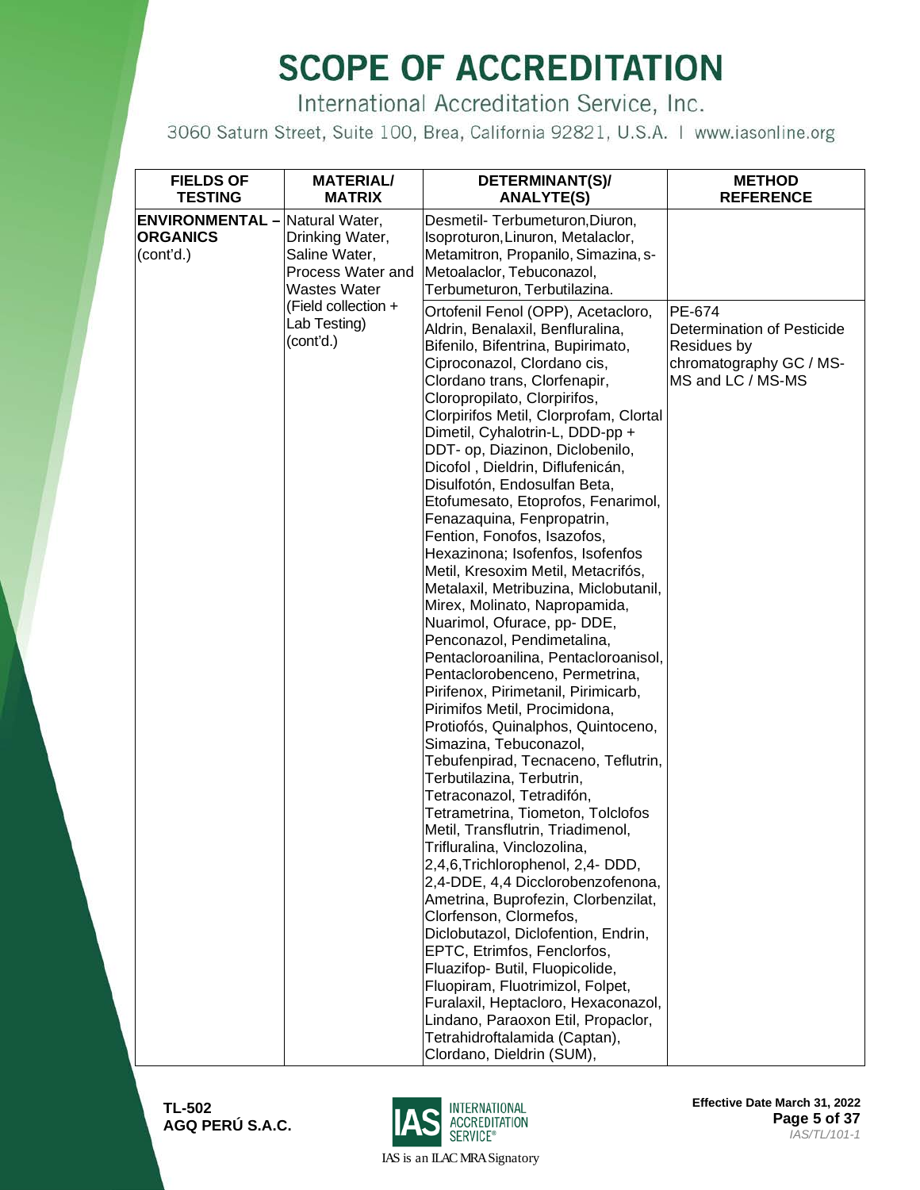# SCOPE OF ACCREDITATION

International Accreditation Service, Inc.

3060 Saturn Street, Suite 100, Brea, California 92821, U.S.A. | www.iasonline.org

| FIELDS OF TESTING | MATERIAL/ MATRIX | DETERMINANT(S)/ ANALYTE(S) | METHOD REFERENCE |
|---|---|---|---|
| **ENVIRONMENTAL – ORGANICS** (cont'd.) | Natural Water, Drinking Water, Saline Water, Process Water and Wastes Water (Field collection + Lab Testing) (cont'd.) | Desmetil- Terbumeturon,Diuron, Isoproturon,Linuron, Metalaclor, Metamitron, Propanilo, Simazina, s-Metoalaclor, Tebuconazol, Terbumeturon, Terbutilazina. | |
| | | Ortofenil Fenol (OPP), Acetacloro, Aldrin, Benalaxil, Benfluralina, Bifenilo, Bifentrina, Bupirimato, Ciproconazol, Clordano cis, Clordano trans, Clorfenapir, Cloropropilato, Clorpirifos, Clorpirifos Metil, Clorprofam, Clortal Dimetil, Cyhalotrin-L, DDD-pp + DDT- op, Diazinon, Diclobenilo, Dicofol , Dieldrin, Diflufenicán, Disulfotón, Endosulfan Beta, Etofumesato, Etoprofos, Fenarimol, Fenazaquina, Fenpropatrin, Fention, Fonofos, Isazofos, Hexazinona; Isofenfos, Isofenfos Metil, Kresoxim Metil, Metacrifós, Metalaxil, Metribuzina, Miclobutanil, Mirex, Molinato, Napropamida, Nuarimol, Ofurace, pp- DDE, Penconazol, Pendimetalina, Pentacloroanilina, Pentacloroanisol, Pentaclorobenceno, Permetrina, Pirifenox, Pirimetanil, Pirimicarb, Pirimifos Metil, Procimidona, Protiofós, Quinalphos, Quintoceno, Simazina, Tebuconazol, Tebufenpirad, Tecnaceno, Teflutrin, Terbutilazina, Terbutrin, Tetraconazol, Tetradifón, Tetrametrina, Tiometon, Tolclofos Metil, Transflutrin, Triadimenol, Trifluralina, Vinclozolina, 2,4,6,Trichlorophenol, 2,4- DDD, 2,4-DDE, 4,4 Dicclorobenzofenona, Ametrina, Buprofezin, Clorbenzilat, Clorfenson, Clormefos, Diclobutazol, Diclofention, Endrin, EPTC, Etrimfos, Fenclorfos, Fluazifop- Butil, Fluopicolide, Fluopiram, Fluotrimizol, Folpet, Furalaxil, Heptacloro, Hexaconazol, Lindano, Paraoxon Etil, Propaclor, Tetrahidroftalamida (Captan), Clordano, Dieldrin (SUM), | PE-674 Determination of Pesticide Residues by chromatography GC / MS-MS and LC / MS-MS |

TL-502
AGQ PERÚ S.A.C.

IAS is an ILAC MRA Signatory

Effective Date March 31, 2022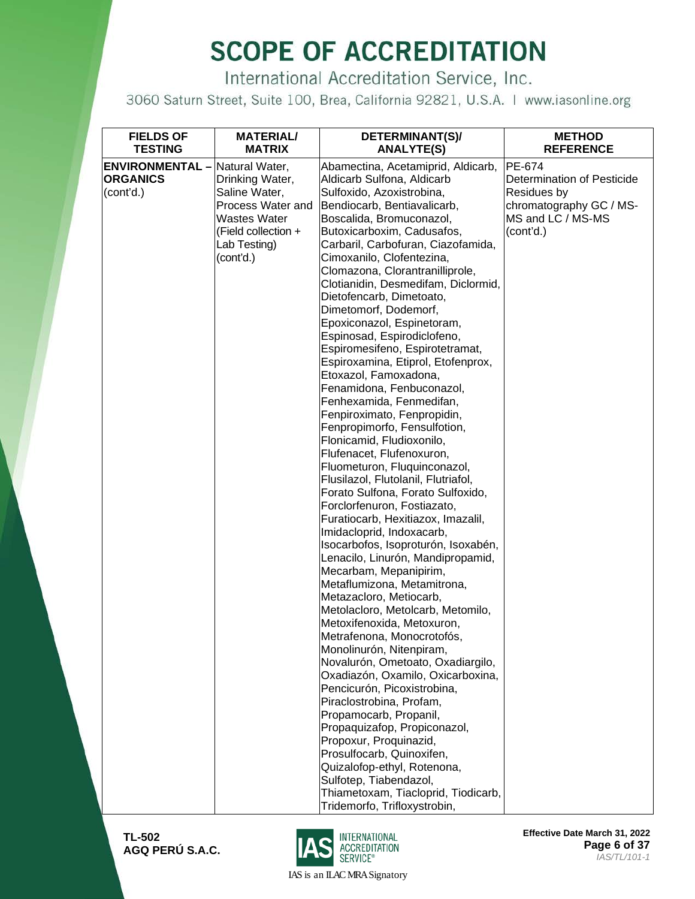# SCOPE OF ACCREDITATION

International Accreditation Service, Inc.

3060 Saturn Street, Suite 100, Brea, California 92821, U.S.A. | www.iasonline.org

| FIELDS OF TESTING | MATERIAL/ MATRIX | DETERMINANT(S)/ ANALYTE(S) | METHOD REFERENCE |
|---|---|---|---|
| **ENVIRONMENTAL – ORGANICS** (cont'd.) | Natural Water, Drinking Water, Saline Water, Process Water and Wastes Water (Field collection + Lab Testing) (cont'd.) | Abamectina, Acetamiprid, Aldicarb, Aldicarb Sulfona, Aldicarb Sulfoxido, Azoxistrobina, Bendiocarb, Bentiavalicarb, Boscalida, Bromuconazol, Butoxicarboxim, Cadusafos, Carbaril, Carbofuran, Ciazofamida, Cimoxanilo, Clofentezina, Clomazona, Clorantranilliprole, Clotianidin, Desmedifam, Diclormid, Dietofencarb, Dimetoato, Dimetomorf, Dodemorf, Epoxiconazol, Espinetoram, Espinosad, Espirodiclofeno, Espiromesifeno, Espirotetramat, Espiroxamina, Etiprol, Etofenprox, Etoxazol, Famoxadona, Fenamidona, Fenbuconazol, Fenhexamida, Fenmedifan, Fenpiroximato, Fenpropidin, Fenpropimorfo, Fensulfotion, Flonicamid, Fludioxonilo, Flufenacet, Flufenoxuron, Fluometuron, Fluquinconazol, Flusilazol, Flutolanil, Flutriafol, Forato Sulfona, Forato Sulfoxido, Forclorfenuron, Fostiazato, Furatiocarb, Hexitiazox, Imazalil, Imidacloprid, Indoxacarb, Isocarbofos, Isoproturón, Isoxabén, Lenacilo, Linurón, Mandipropamid, Mecarbam, Mepanipirim, Metaflumizona, Metamitrona, Metazacloro, Metiocarb, Metolacloro, Metolcarb, Metomilo, Metoxifenoxida, Metoxuron, Metrafenona, Monocrotofós, Monolinurón, Nitenpiram, Novalurón, Ometoato, Oxadiargilo, Oxadiazón, Oxamilo, Oxicarboxina, Pencicurón, Picoxistrobina, Piraclostrobina, Profam, Propamocarb, Propanil, Propaquizafop, Propiconazol, Propoxur, Proquinazid, Prosulfocarb, Quinoxifen, Quizalofop-ethyl, Rotenona, Sulfotep, Tiabendazol, Thiametoxam, Tiacloprid, Tiodicarb, Tridemorfo, Trifloxystrobin, | PE-674 Determination of Pesticide Residues by chromatography GC / MS-MS and LC / MS-MS (cont'd.) |

**TL-502**
**AGQ PERÚ S.A.C.**

Effective Date March 31, 2022

IAS/TL/101-1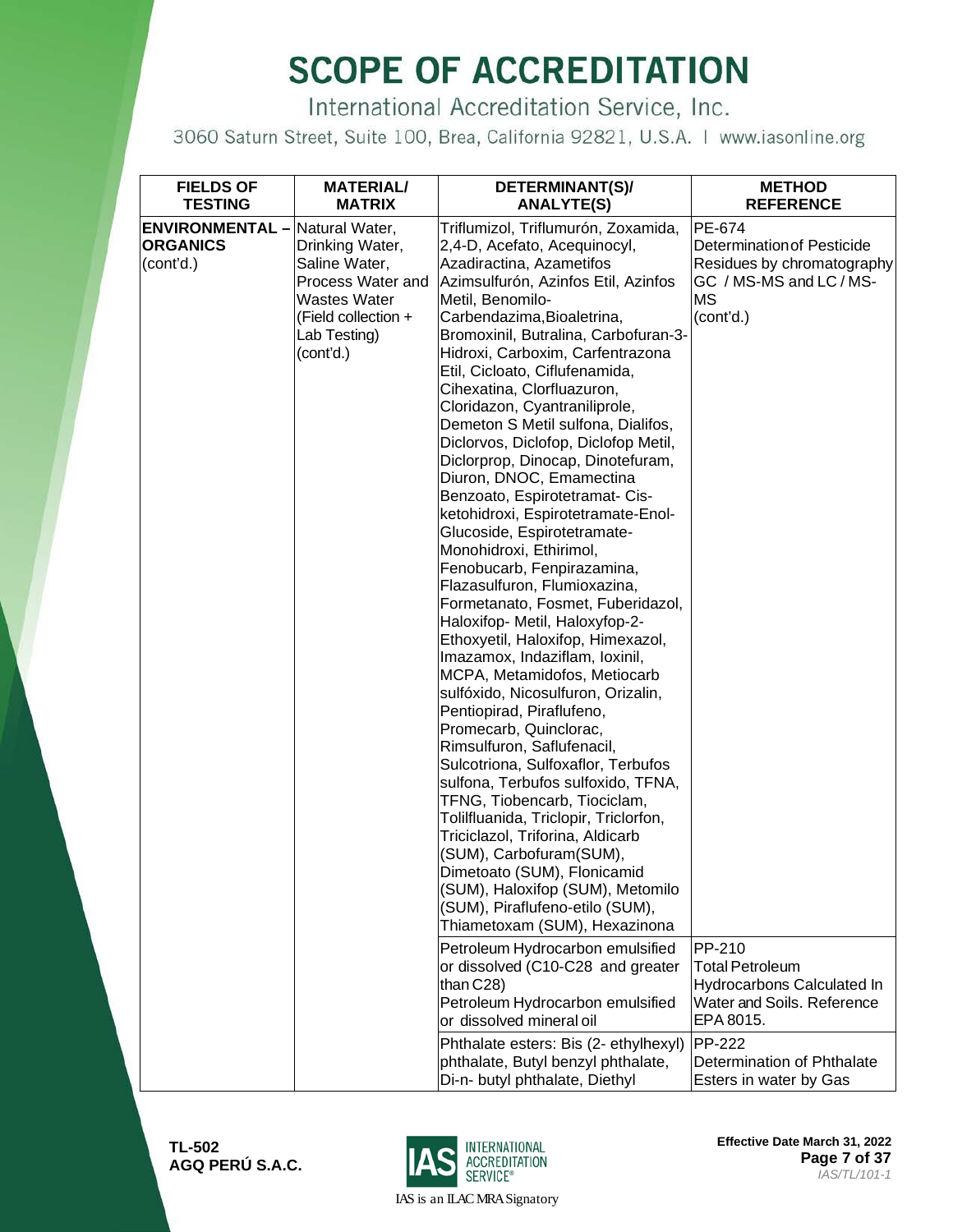# SCOPE OF ACCREDITATION

International Accreditation Service, Inc.

3060 Saturn Street, Suite 100, Brea, California 92821, U.S.A. | www.iasonline.org

| FIELDS OF TESTING | MATERIAL/ MATRIX | DETERMINANT(S)/ ANALYTE(S) | METHOD REFERENCE |
|---|---|---|---|
| **ENVIRONMENTAL – ORGANICS** (cont'd.) | Natural Water, Drinking Water, Saline Water, Process Water and Wastes Water (Field collection + Lab Testing) (cont'd.) | Triflumizol, Triflumurón, Zoxamida, 2,4-D, Acefato, Acequinocyl, Azadiractina, Azametifos Azimsulfurón, Azinfos Etil, Azinfos Metil, Benomilo-Carbendazima,Bioaletrina, Bromoxinil, Butralina, Carbofuran-3-Hidroxi, Carboxim, Carfentrazona Etil, Cicloato, Ciflufenamida, Cihexatina, Clorfluazuron, Cloridazon, Cyantraniliprole, Demeton S Metil sulfona, Dialifos, Diclorvos, Diclofop, Diclofop Metil, Diclorprop, Dinocap, Dinotefuram, Diuron, DNOC, Emamectina Benzoato, Espirotetramat- Cis-ketohidroxi, Espirotetramate-Enol-Glucoside, Espirotetramate-Monohidroxi, Ethirimol, Fenobucarb, Fenpirazamina, Flazasulfuron, Flumioxazina, Formetanato, Fosmet, Fuberidazol, Haloxifop- Metil, Haloxyfop-2-Ethoxyetil, Haloxifop, Himexazol, Imazamox, Indaziflam, Ioxinil, MCPA, Metamidofos, Metiocarb sulfóxido, Nicosulfuron, Orizalin, Pentiopirad, Piraflufeno, Promecarb, Quinclorac, Rimsulfuron, Saflufenacil, Sulcotriona, Sulfoxaflor, Terbufos sulfona, Terbufos sulfoxido, TFNA, TFNG, Tiobencarb, Tiociclam, Tolilfluanida, Triclopir, Triclorfon, Triciclazol, Triforina, Aldicarb (SUM), Carbofuram(SUM), Dimetoato (SUM), Flonicamid (SUM), Haloxifop (SUM), Metomilo (SUM), Piraflufeno-etilo (SUM), Thiametoxam (SUM), Hexazinona | PE-674 Determination of Pesticide Residues by chromatography GC / MS-MS and LC / MS-MS (cont'd.) |
| | | Petroleum Hydrocarbon emulsified or dissolved (C10-C28 and greater than C28) Petroleum Hydrocarbon emulsified or dissolved mineral oil | PP-210 Total Petroleum Hydrocarbons Calculated In Water and Soils. Reference EPA 8015. |
| | | Phthalate esters: Bis (2- ethylhexyl) phthalate, Butyl benzyl phthalate, Di-n- butyl phthalate, Diethyl | PP-222 Determination of Phthalate Esters in water by Gas |

TL-502
AGQ PERÚ S.A.C.

Effective Date March 31, 2022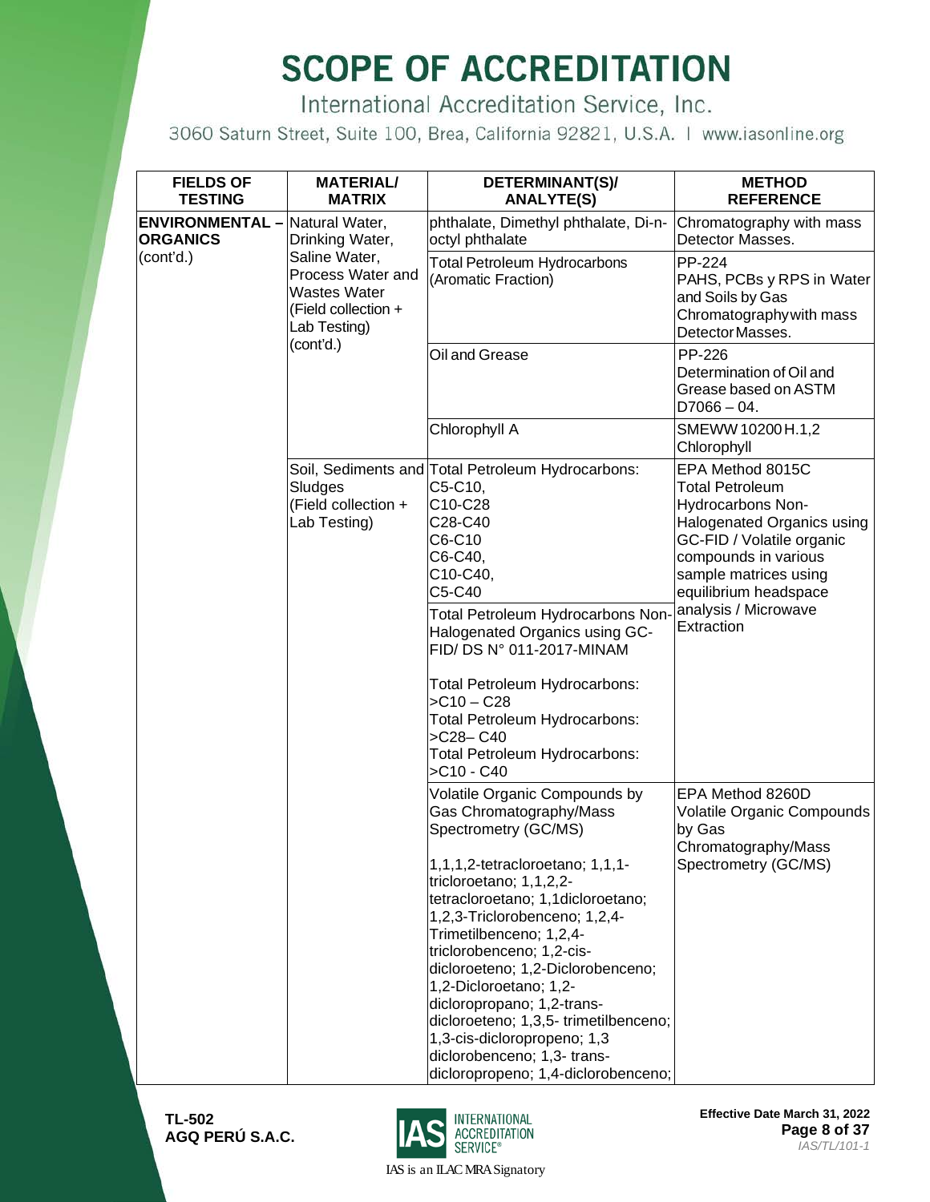# SCOPE OF ACCREDITATION

International Accreditation Service, Inc.

3060 Saturn Street, Suite 100, Brea, California 92821, U.S.A. | www.iasonline.org

| FIELDS OF TESTING | MATERIAL/ MATRIX | DETERMINANT(S)/ ANALYTE(S) | METHOD REFERENCE |
|---|---|---|---|
| **ENVIRONMENTAL – ORGANICS** (cont'd.) | Natural Water, Drinking Water, Saline Water, Process Water and Wastes Water (Field collection + Lab Testing) (cont'd.) | phthalate, Dimethyl phthalate, Di-n-octyl phthalate | Chromatography with mass Detector Masses. |
| | | Total Petroleum Hydrocarbons (Aromatic Fraction) | PP-224 PAHS, PCBs y RPS in Water and Soils by Gas Chromatography with mass Detector Masses. |
| | | Oil and Grease | PP-226 Determination of Oil and Grease based on ASTM D7066 – 04. |
| | | Chlorophyll A | SMEWW 10200 H.1,2 Chlorophyll |
| | Soil, Sediments and Sludges (Field collection + Lab Testing) | Total Petroleum Hydrocarbons: C5-C10, C10-C28 C28-C40 C6-C10 C6-C40, C10-C40, C5-C40 | EPA Method 8015C Total Petroleum Hydrocarbons Non-Halogenated Organics using GC-FID / Volatile organic compounds in various sample matrices using equilibrium headspace analysis / Microwave Extraction |
| | | Total Petroleum Hydrocarbons Non-Halogenated Organics using GC-FID/ DS N° 011-2017-MINAM<br><br>Total Petroleum Hydrocarbons: >C10 – C28<br>Total Petroleum Hydrocarbons: >C28– C40<br>Total Petroleum Hydrocarbons: >C10 - C40 | |
| | | Volatile Organic Compounds by Gas Chromatography/Mass Spectrometry (GC/MS)<br><br>1,1,1,2-tetracloroetano; 1,1,1-tricloroetano; 1,1,2,2-tetracloroetano; 1,1dicloroetano; 1,2,3-Triclorobenceno; 1,2,4-Trimetilbenceno; 1,2,4-triclorobenceno; 1,2-cis-dicloroeteno; 1,2-Diclorobenceno; 1,2-Dicloroetano; 1,2-dicloropropano; 1,2-trans-dicloroeteno; 1,3,5- trimetilbenceno; 1,3-cis-dicloropropeno; 1,3 diclorobenceno; 1,3- trans-dicloropropeno; 1,4-diclorobenceno; | EPA Method 8260D Volatile Organic Compounds by Gas Chromatography/Mass Spectrometry (GC/MS) |

**TL-502**
**AGQ PERÚ S.A.C.**

IAS is an ILAC MRA Signatory

**Effective Date March 31, 2022**

*IAS/TL/101-1*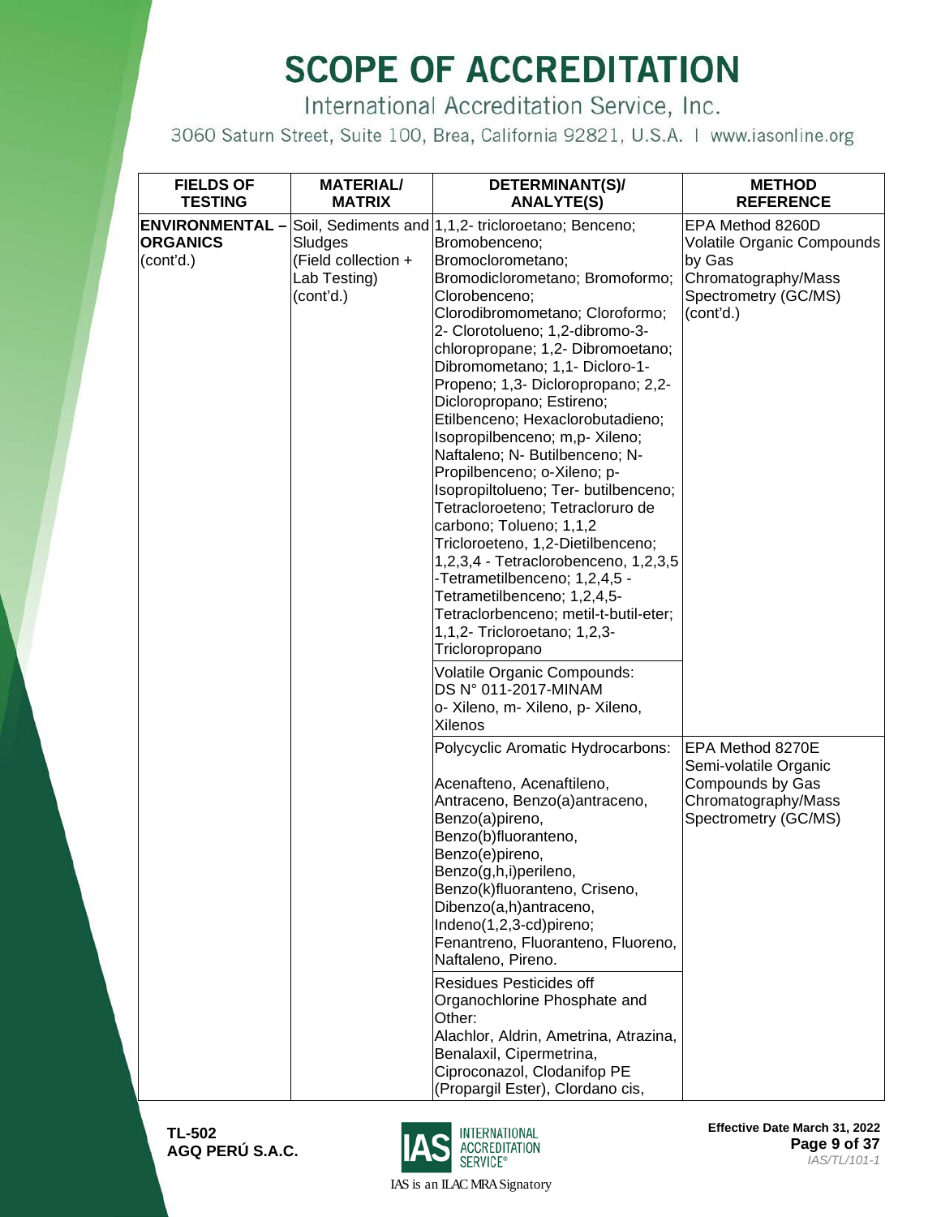# SCOPE OF ACCREDITATION

International Accreditation Service, Inc.

3060 Saturn Street, Suite 100, Brea, California 92821, U.S.A. | www.iasonline.org

| FIELDS OF TESTING | MATERIAL/ MATRIX | DETERMINANT(S)/ ANALYTE(S) | METHOD REFERENCE |
|---|---|---|---|
| **ENVIRONMENTAL – ORGANICS** (cont'd.) | Soil, Sediments and Sludges (Field collection + Lab Testing) (cont'd.) | 1,1,2- tricloroetano; Benceno; Bromobenceno; Bromoclorometano; Bromodiclorometano; Bromoformo; Clorobenceno; Clorodibromometano; Cloroformo; 2- Clorotolueno; 1,2-dibromo-3-chloropropane; 1,2- Dibromoetano; Dibromometano; 1,1- Dicloro-1-Propeno; 1,3- Dicloropropano; 2,2-Dicloropropano; Estireno; Etilbenceno; Hexaclorobutadieno; Isopropilbenceno; m,p- Xileno; Naftaleno; N- Butilbenceno; N-Propilbenceno; o-Xileno; p-Isopropiltolueno; Ter- butilbenceno; Tetracloroeteno; Tetracloruro de carbono; Tolueno; 1,1,2 Tricloroeteno, 1,2-Dietilbenceno; 1,2,3,4 - Tetraclorobenceno, 1,2,3,5 -Tetrametilbenceno; 1,2,4,5 - Tetrametilbenceno; 1,2,4,5-Tetraclorbenceno; metil-t-butil-eter; 1,1,2- Tricloroetano; 1,2,3-Tricloropropano | EPA Method 8260D Volatile Organic Compounds by Gas Chromatography/Mass Spectrometry (GC/MS) (cont'd.) |
| | | Volatile Organic Compounds: DS N° 011-2017-MINAM o- Xileno, m- Xileno, p- Xileno, Xilenos | |
| | | Polycyclic Aromatic Hydrocarbons: Acenafteno, Acenaftileno, Antraceno, Benzo(a)antraceno, Benzo(a)pireno, Benzo(b)fluoranteno, Benzo(e)pireno, Benzo(g,h,i)perileno, Benzo(k)fluoranteno, Criseno, Dibenzo(a,h)antraceno, Indeno(1,2,3-cd)pireno; Fenantreno, Fluoranteno, Fluoreno, Naftaleno, Pireno. | EPA Method 8270E Semi-volatile Organic Compounds by Gas Chromatography/Mass Spectrometry (GC/MS) |
| | | Residues Pesticides off Organochlorine Phosphate and Other: Alachlor, Aldrin, Ametrina, Atrazina, Benalaxil, Cipermetrina, Ciproconazol, Clodanifop PE (Propargil Ester), Clordano cis, | |

TL-502
AGQ PERÚ S.A.C.

IAS is an ILAC MRA Signatory

Effective Date March 31, 2022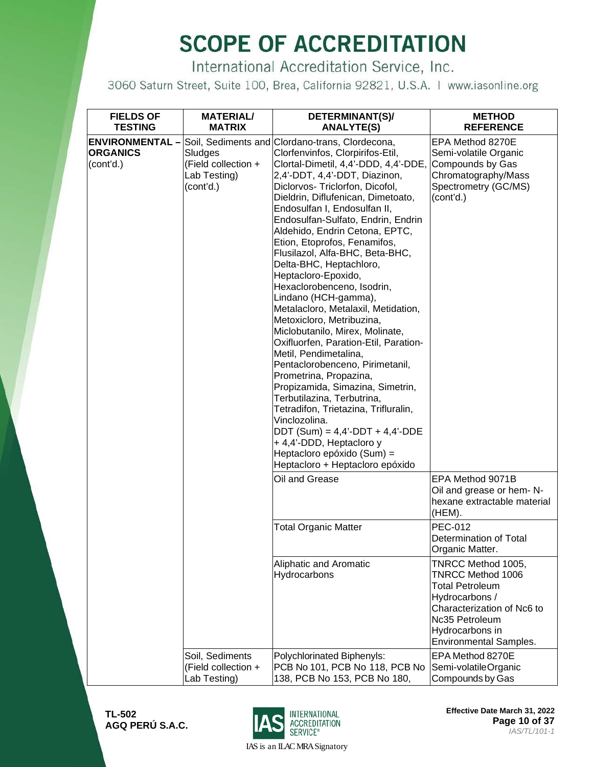# SCOPE OF ACCREDITATION

International Accreditation Service, Inc.

3060 Saturn Street, Suite 100, Brea, California 92821, U.S.A. | www.iasonline.org

| FIELDS OF TESTING | MATERIAL/ MATRIX | DETERMINANT(S)/ ANALYTE(S) | METHOD REFERENCE |
|---|---|---|---|
| **ENVIRONMENTAL – ORGANICS** (cont'd.) | Soil, Sediments and Sludges (Field collection + Lab Testing) (cont'd.) | Clordano-trans, Clordecona, Clorfenvinfos, Clorpirifos-Etil, Clortal-Dimetil, 4,4'-DDD, 4,4'-DDE, 2,4'-DDT, 4,4'-DDT, Diazinon, Diclorvos- Triclorfon, Dicofol, Dieldrin, Diflufenican, Dimetoato, Endosulfan I, Endosulfan II, Endosulfan-Sulfato, Endrin, Endrin Aldehido, Endrin Cetona, EPTC, Etion, Etoprofos, Fenamifos, Flusilazol, Alfa-BHC, Beta-BHC, Delta-BHC, Heptachloro, Heptacloro-Epoxido, Hexaclorobenceno, Isodrin, Lindano (HCH-gamma), Metalacloro, Metalaxil, Metidation, Metoxicloro, Metribuzina, Miclobutanilo, Mirex, Molinate, Oxifluorfen, Paration-Etil, Paration-Metil, Pendimetalina, Pentaclorobenceno, Pirimetanil, Prometrina, Propazina, Propizamida, Simazina, Simetrin, Terbutilazina, Terbutrina, Tetradifon, Trietazina, Trifluralin, Vinclozolina. DDT (Sum) = 4,4'-DDT + 4,4'-DDE + 4,4'-DDD, Heptacloro y Heptacloro epóxido (Sum) = Heptacloro + Heptacloro epóxido | EPA Method 8270E Semi-volatile Organic Compounds by Gas Chromatography/Mass Spectrometry (GC/MS) (cont'd.) |
| | | Oil and Grease | EPA Method 9071B Oil and grease or hem- N-hexane extractable material (HEM). |
| | | Total Organic Matter | PEC-012 Determination of Total Organic Matter. |
| | | Aliphatic and Aromatic Hydrocarbons | TNRCC Method 1005, TNRCC Method 1006 Total Petroleum Hydrocarbons / Characterization of Nc6 to Nc35 Petroleum Hydrocarbons in Environmental Samples. |
| | Soil, Sediments (Field collection + Lab Testing) | Polychlorinated Biphenyls: PCB No 101, PCB No 118, PCB No 138, PCB No 153, PCB No 180, | EPA Method 8270E Semi-volatile Organic Compounds by Gas |

TL-502
AGQ PERÚ S.A.C.

IAS is an ILAC MRA Signatory

Effective Date March 31, 2022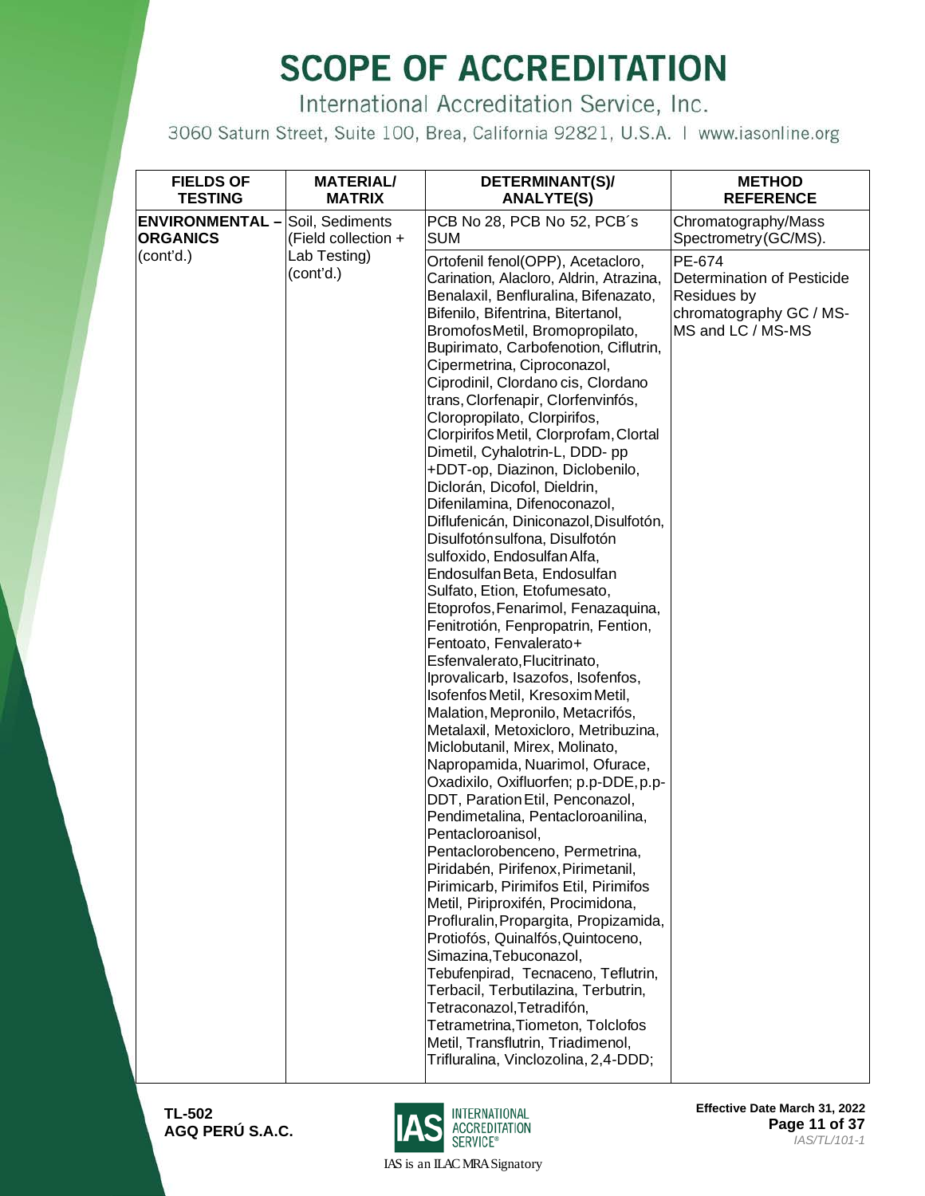# SCOPE OF ACCREDITATION

International Accreditation Service, Inc.

3060 Saturn Street, Suite 100, Brea, California 92821, U.S.A. | www.iasonline.org

| FIELDS OF TESTING | MATERIAL/ MATRIX | DETERMINANT(S)/ ANALYTE(S) | METHOD REFERENCE |
|---|---|---|---|
| **ENVIRONMENTAL – ORGANICS** (cont'd.) | Soil, Sediments (Field collection + Lab Testing) (cont'd.) | PCB No 28, PCB No 52, PCB´s SUM | Chromatography/Mass Spectrometry(GC/MS). |
| | | Ortofenil fenol(OPP), Acetacloro, Carination, Alacloro, Aldrin, Atrazina, Benalaxil, Benfluralina, Bifenazato, Bifenilo, Bifentrina, Bitertanol, BromofosMetil, Bromopropilato, Bupirimato, Carbofenotion, Ciflutrin, Cipermetrina, Ciproconazol, Ciprodinil, Clordano cis, Clordano trans, Clorfenapir, Clorfenvinfós, Cloropropilato, Clorpirifos, Clorpirifos Metil, Clorprofam, Clortal Dimetil, Cyhalotrin-L, DDD- pp +DDT-op, Diazinon, Diclobenilo, Diclorán, Dicofol, Dieldrin, Difenilamina, Difenoconazol, Diflufenicán, Diniconazol, Disulfotón, Disulfotónsulfona, Disulfotón sulfoxido, Endosulfan Alfa, Endosulfan Beta, Endosulfan Sulfato, Etion, Etofumesato, Etoprofos, Fenarimol, Fenazaquina, Fenitrotión, Fenpropatrin, Fention, Fentoato, Fenvalerato+ Esfenvalerato, Flucitrinato, Iprovalicarb, Isazofos, Isofenfos, Isofenfos Metil, Kresoxim Metil, Malation, Mepronilo, Metacrifós, Metalaxil, Metoxicloro, Metribuzina, Miclobutanil, Mirex, Molinato, Napropamida, Nuarimol, Ofurace, Oxadixilo, Oxifluorfen; p.p-DDE, p.p-DDT, Paration Etil, Penconazol, Pendimetalina, Pentacloroanilina, Pentacloroanisol, Pentaclorobenceno, Permetrina, Piridabén, Pirifenox, Pirimetanil, Pirimicarb, Pirimifos Etil, Pirimifos Metil, Piriproxifén, Procimidona, Profluralin, Propargita, Propizamida, Protiofós, Quinalfós, Quintoceno, Simazina, Tebuconazol, Tebufenpirad, Tecnaceno, Teflutrin, Terbacil, Terbutilazina, Terbutrin, Tetraconazol, Tetradifón, Tetrametrina, Tiometon, Tolclofos Metil, Transflutrin, Triadimenol, Trifluralina, Vinclozolina, 2,4-DDD; | PE-674 Determination of Pesticide Residues by chromatography GC / MS-MS and LC / MS-MS |

TL-502
AGQ PERÚ S.A.C.

Effective Date March 31, 2022

IAS/TL/101-1

IAS is an ILAC MRA Signatory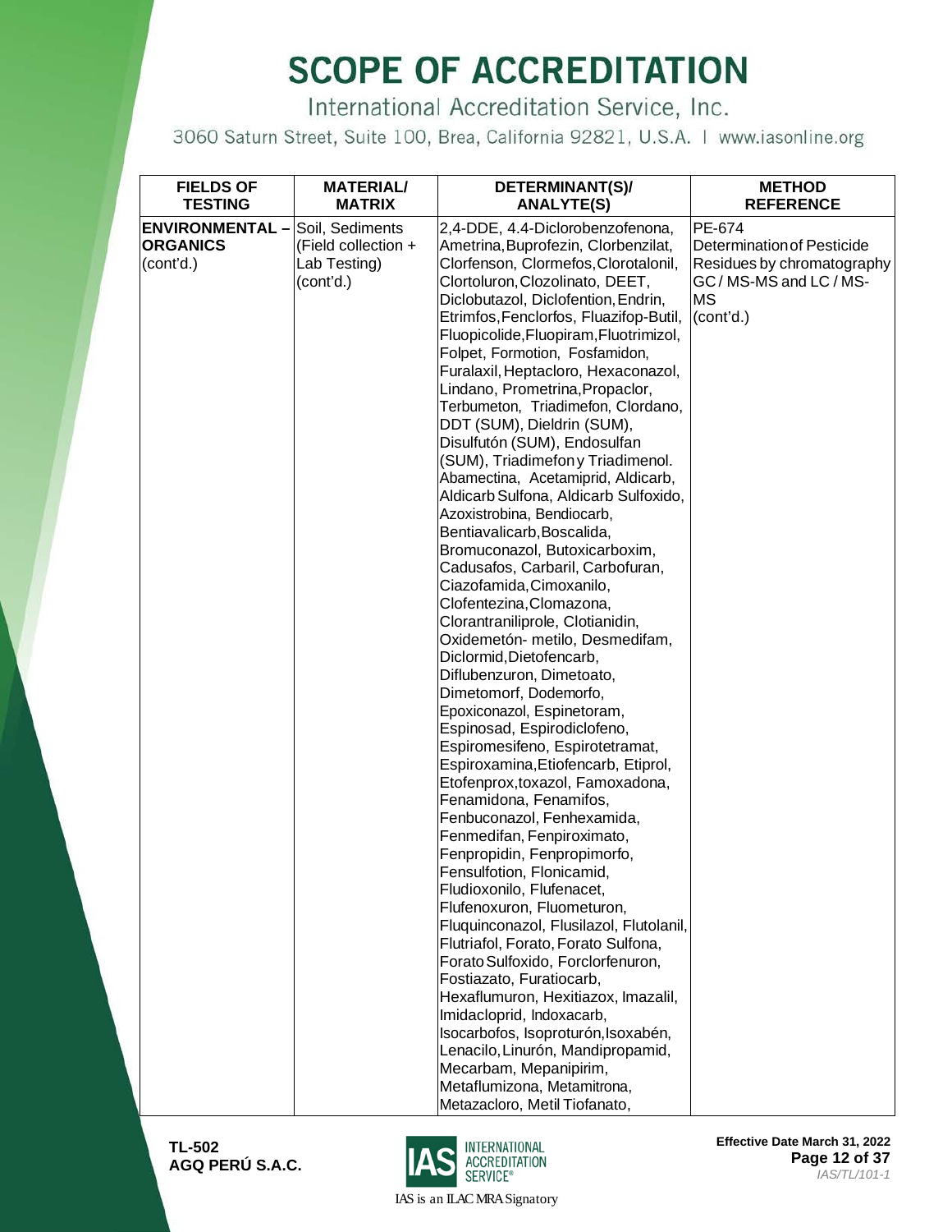# SCOPE OF ACCREDITATION

International Accreditation Service, Inc.

3060 Saturn Street, Suite 100, Brea, California 92821, U.S.A. | www.iasonline.org

| FIELDS OF TESTING | MATERIAL/ MATRIX | DETERMINANT(S)/ ANALYTE(S) | METHOD REFERENCE |
|---|---|---|---|
| **ENVIRONMENTAL – ORGANICS** (cont'd.) | Soil, Sediments (Field collection + Lab Testing) (cont'd.) | 2,4-DDE, 4.4-Diclorobenzofenona, Ametrina, Buprofezin, Clorbenzilat, Clorfenson, Clormefos, Clorotalonil, Clortoluron, Clozolinato, DEET, Diclobutazol, Diclofention, Endrin, Etrimfos, Fenclorfos, Fluazifop-Butil, Fluopicolide, Fluopiram, Fluotrimizol, Folpet, Formotion, Fosfamidon, Furalaxil, Heptacloro, Hexaconazol, Lindano, Prometrina, Propaclor, Terbumeton, Triadimefon, Clordano, DDT (SUM), Dieldrin (SUM), Disulfutón (SUM), Endosulfan (SUM), Triadimefon y Triadimenol. Abamectina, Acetamiprid, Aldicarb, Aldicarb Sulfona, Aldicarb Sulfoxido, Azoxistrobina, Bendiocarb, Bentiavalicarb, Boscalida, Bromuconazol, Butoxicarboxim, Cadusafos, Carbaril, Carbofuran, Ciazofamida, Cimoxanilo, Clofentezina, Clomazona, Clorantraniliprole, Clotianidin, Oxidemetón- metilo, Desmedifam, Diclormid, Dietofencarb, Diflubenzuron, Dimetoato, Dimetomorf, Dodemorfo, Epoxiconazol, Espinetoram, Espinosad, Espirodiclofeno, Espiromesifeno, Espirotetramat, Espiroxamina, Etiofencarb, Etiprol, Etofenprox, toxazol, Famoxadona, Fenamidona, Fenamifos, Fenbuconazol, Fenhexamida, Fenmedifan, Fenpiroximato, Fenpropidin, Fenpropimorfo, Fensulfotion, Flonicamid, Fludioxonilo, Flufenacet, Flufenoxuron, Fluometuron, Fluquinconazol, Flusilazol, Flutolanil, Flutriafol, Forato, Forato Sulfona, Forato Sulfoxido, Forclorfenuron, Fostiazato, Furatiocarb, Hexaflumuron, Hexitiazox, Imazalil, Imidacloprid, Indoxacarb, Isocarbofos, Isoproturón, Isoxabén, Lenacilo, Linurón, Mandipropamid, Mecarbam, Mepanipirim, Metaflumizona, Metamitrona, Metazacloro, Metil Tiofanato, | PE-674 Determination of Pesticide Residues by chromatography GC / MS-MS and LC / MS-MS (cont'd.) |

TL-502
AGQ PERÚ S.A.C.

IAS is an ILAC MRA Signatory

Effective Date March 31, 2022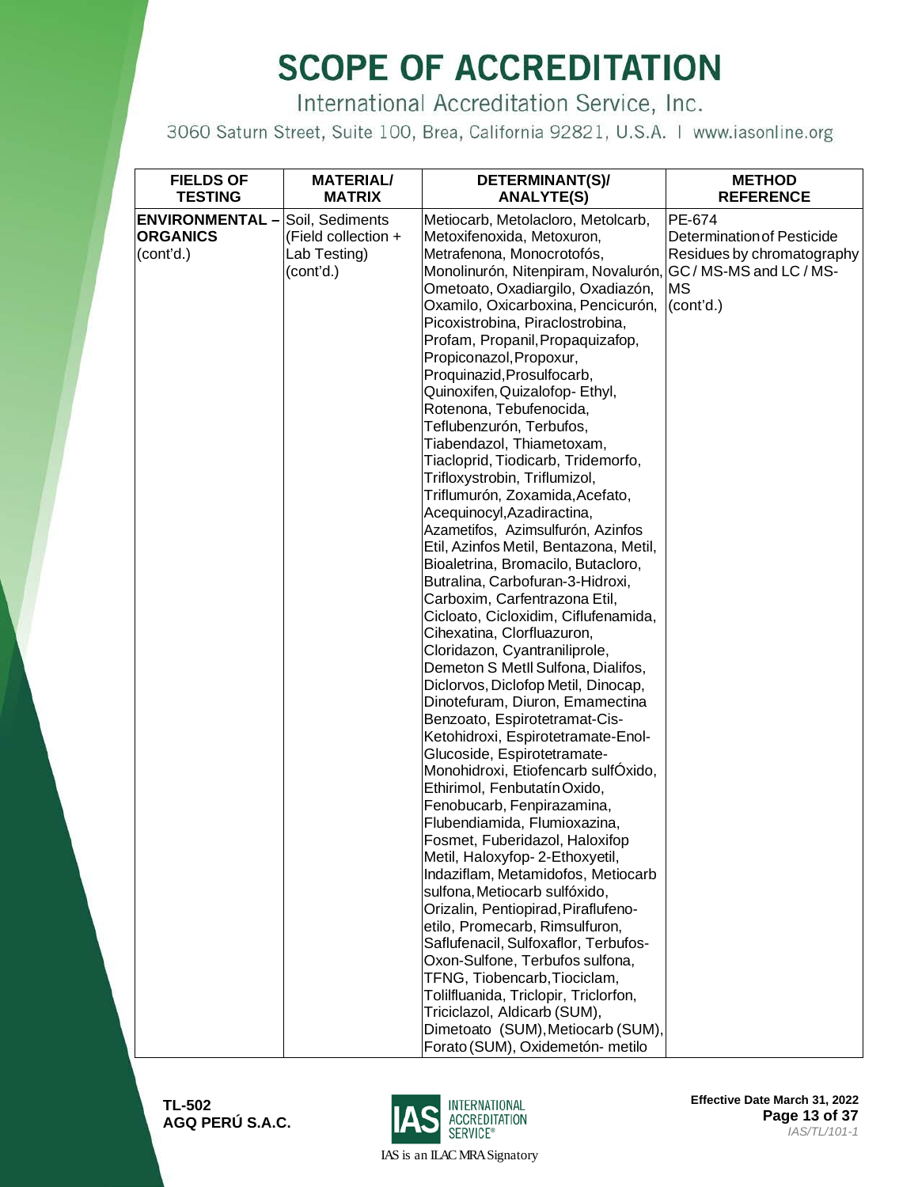# SCOPE OF ACCREDITATION

International Accreditation Service, Inc.

3060 Saturn Street, Suite 100, Brea, California 92821, U.S.A. | www.iasonline.org

| FIELDS OF TESTING | MATERIAL/ MATRIX | DETERMINANT(S)/ ANALYTE(S) | METHOD REFERENCE |
|---|---|---|---|
| **ENVIRONMENTAL – ORGANICS** (cont'd.) | Soil, Sediments (Field collection + Lab Testing) (cont'd.) | Metiocarb, Metolacloro, Metolcarb, Metoxifenoxida, Metoxuron, Metrafenona, Monocrotofós, Monolinurón, Nitenpiram, Novalurón, Ometoato, Oxadiargilo, Oxadiazón, Oxamilo, Oxicarboxina, Pencicurón, Picoxistrobina, Piraclostrobina, Profam, Propanil, Propaquizafop, Propiconazol, Propoxur, Proquinazid, Prosulfocarb, Quinoxifen, Quizalofop- Ethyl, Rotenona, Tebufenocida, Teflubenzurón, Terbufos, Tiabendazol, Thiametoxam, Tiacloprid, Tiodicarb, Tridemorfo, Trifloxystrobin, Triflumizol, Triflumurón, Zoxamida, Acefato, Acequinocyl, Azadiractina, Azametifos, Azimsulfurón, Azinfos Etil, Azinfos Metil, Bentazona, Metil, Bioaletrina, Bromacilo, Butacloro, Butralina, Carbofuran-3-Hidroxi, Carboxim, Carfentrazona Etil, Cicloato, Cicloxidim, Ciflufenamida, Cihexatina, Clorfluazuron, Cloridazon, Cyantraniliprole, Demeton S Metll Sulfona, Dialifos, Diclorvos, Diclofop Metil, Dinocap, Dinotefuram, Diuron, Emamectina Benzoato, Espirotetramat-Cis-Ketohidroxi, Espirotetramate-Enol-Glucoside, Espirotetramate-Monohidroxi, Etiofencarb sulfÓxido, Ethirimol, Fenbutatín Oxido, Fenobucarb, Fenpirazamina, Flubendiamida, Flumioxazina, Fosmet, Fuberidazol, Haloxifop Metil, Haloxyfop- 2-Ethoxyetil, Indaziflam, Metamidofos, Metiocarb sulfona, Metiocarb sulfóxido, Orizalin, Pentiopirad, Piraflufeno-etilo, Promecarb, Rimsulfuron, Saflufenacil, Sulfoxaflor, Terbufos-Oxon-Sulfone, Terbufos sulfona, TFNG, Tiobencarb, Tiociclam, Tolilfluanida, Triclopir, Triclorfon, Triciclazol, Aldicarb (SUM), Dimetoato (SUM), Metiocarb (SUM), Forato (SUM), Oxidemetón- metilo | PE-674 Determination of Pesticide Residues by chromatography GC / MS-MS and LC / MS-MS (cont'd.) |

TL-502
AGQ PERÚ S.A.C.

IAS is an ILAC MRA Signatory

Effective Date March 31, 2022

*IAS/TL/101-1*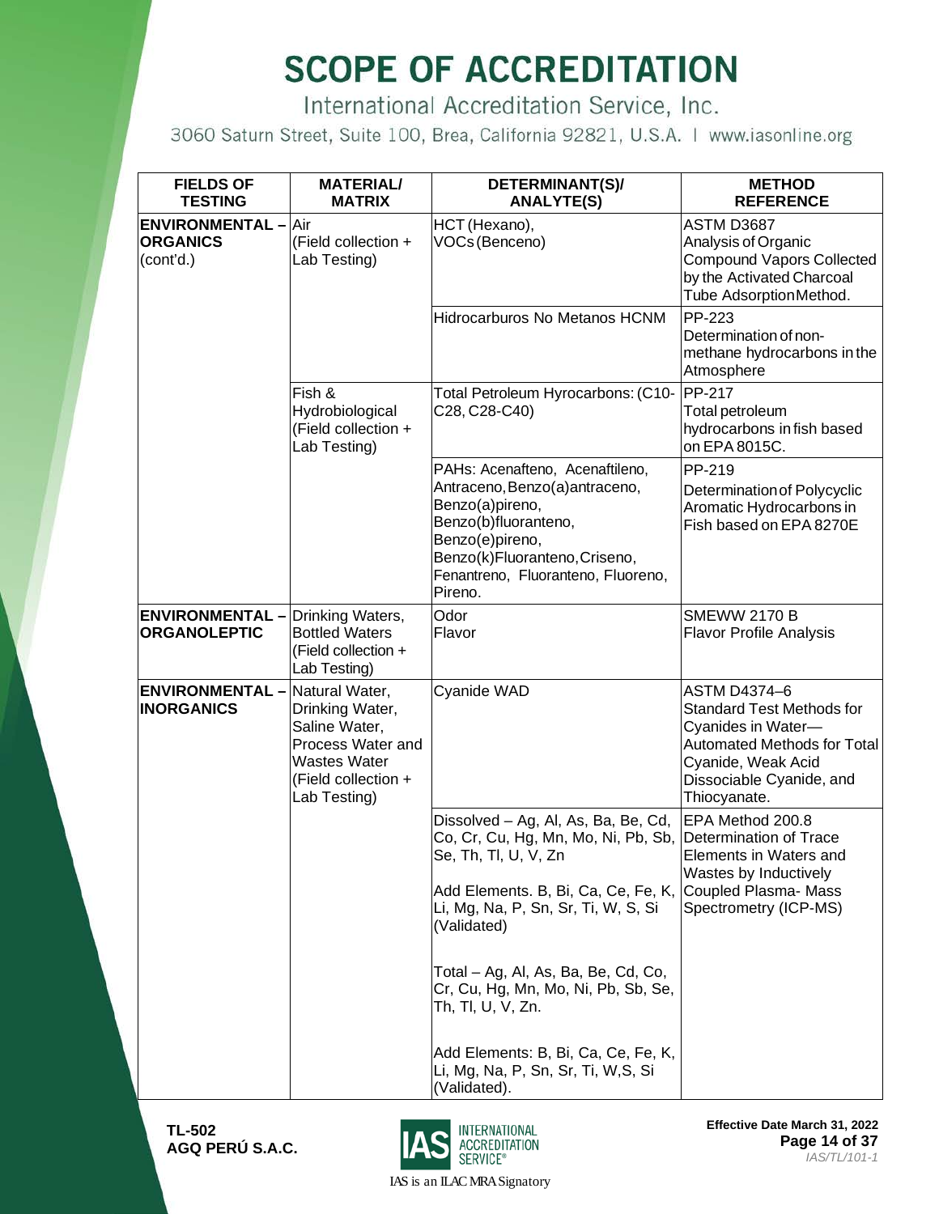# SCOPE OF ACCREDITATION

International Accreditation Service, Inc.

3060 Saturn Street, Suite 100, Brea, California 92821, U.S.A. | www.iasonline.org

| FIELDS OF TESTING | MATERIAL/ MATRIX | DETERMINANT(S)/ ANALYTE(S) | METHOD REFERENCE |
|---|---|---|---|
| **ENVIRONMENTAL – ORGANICS** (cont'd.) | Air (Field collection + Lab Testing) | HCT (Hexano), VOCs (Benceno) | ASTM D3687 Analysis of Organic Compound Vapors Collected by the Activated Charcoal Tube Adsorption Method. |
| | | Hidrocarburos No Metanos HCNM | PP-223 Determination of non-methane hydrocarbons in the Atmosphere |
| | Fish & Hydrobiological (Field collection + Lab Testing) | Total Petroleum Hyrocarbons: (C10-C28, C28-C40) | PP-217 Total petroleum hydrocarbons in fish based on EPA 8015C. |
| | | PAHs: Acenafteno, Acenaftileno, Antraceno, Benzo(a)antraceno, Benzo(a)pireno, Benzo(b)fluoranteno, Benzo(e)pireno, Benzo(k)Fluoranteno, Criseno, Fenantreno, Fluoranteno, Fluoreno, Pireno. | PP-219 Determination of Polycyclic Aromatic Hydrocarbons in Fish based on EPA 8270E |
| **ENVIRONMENTAL – ORGANOLEPTIC** | Drinking Waters, Bottled Waters (Field collection + Lab Testing) | Odor<br>Flavor | SMEWW 2170 B Flavor Profile Analysis |
| **ENVIRONMENTAL – INORGANICS** | Natural Water, Drinking Water, Saline Water, Process Water and Wastes Water (Field collection + Lab Testing) | Cyanide WAD | ASTM D4374–6 Standard Test Methods for Cyanides in Water— Automated Methods for Total Cyanide, Weak Acid Dissociable Cyanide, and Thiocyanate. |
| | | Dissolved – Ag, Al, As, Ba, Be, Cd, Co, Cr, Cu, Hg, Mn, Mo, Ni, Pb, Sb, Se, Th, Tl, U, V, Zn<br><br>Add Elements. B, Bi, Ca, Ce, Fe, K, Li, Mg, Na, P, Sn, Sr, Ti, W, S, Si (Validated)<br><br>Total – Ag, Al, As, Ba, Be, Cd, Co, Cr, Cu, Hg, Mn, Mo, Ni, Pb, Sb, Se, Th, Tl, U, V, Zn.<br><br>Add Elements: B, Bi, Ca, Ce, Fe, K, Li, Mg, Na, P, Sn, Sr, Ti, W,S, Si (Validated). | EPA Method 200.8 Determination of Trace Elements in Waters and Wastes by Inductively Coupled Plasma- Mass Spectrometry (ICP-MS) |

TL-502
AGQ PERÚ S.A.C.

IAS is an ILAC MRA Signatory

Effective Date March 31, 2022

IAS/TL/101-1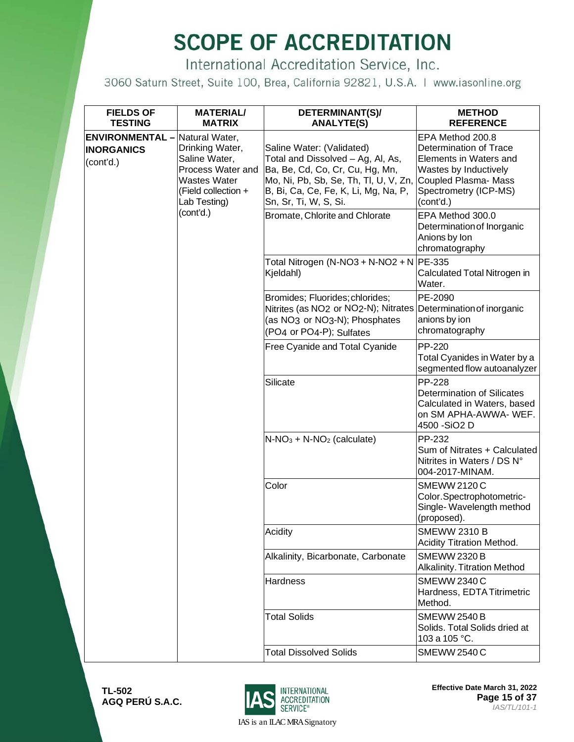# SCOPE OF ACCREDITATION

International Accreditation Service, Inc.

3060 Saturn Street, Suite 100, Brea, California 92821, U.S.A. | www.iasonline.org

| FIELDS OF TESTING | MATERIAL/ MATRIX | DETERMINANT(S)/ ANALYTE(S) | METHOD REFERENCE |
|---|---|---|---|
| **ENVIRONMENTAL – INORGANICS** (cont'd.) | Natural Water, Drinking Water, Saline Water, Process Water and Wastes Water (Field collection + Lab Testing) (cont'd.) | Saline Water: (Validated) Total and Dissolved – Ag, Al, As, Ba, Be, Cd, Co, Cr, Cu, Hg, Mn, Mo, Ni, Pb, Sb, Se, Th, Tl, U, V, Zn, B, Bi, Ca, Ce, Fe, K, Li, Mg, Na, P, Sn, Sr, Ti, W, S, Si. | EPA Method 200.8 Determination of Trace Elements in Waters and Wastes by Inductively Coupled Plasma- Mass Spectrometry (ICP-MS) (cont'd.) |
| | | Bromate, Chlorite and Chlorate | EPA Method 300.0 Determination of Inorganic Anions by Ion chromatography |
| | | Total Nitrogen (N-NO3 + N-NO2 + N Kjeldahl) | PE-335 Calculated Total Nitrogen in Water. |
| | | Bromides; Fluorides; chlorides; Nitrites (as $NO_2$ or $NO_2$-N); Nitrates (as $NO_3$ or $NO_3$-N); Phosphates ($PO_4$ or $PO_4$-P); Sulfates | PE-2090 Determination of inorganic anions by ion chromatography |
| | | Free Cyanide and Total Cyanide | PP-220 Total Cyanides in Water by a segmented flow autoanalyzer |
| | | Silicate | PP-228 Determination of Silicates Calculated in Waters, based on SM APHA-AWWA- WEF. 4500 -SiO2 D |
| | | N-$NO_3$ + N-$NO_2$ (calculate) | PP-232 Sum of Nitrates + Calculated Nitrites in Waters / DS N° 004-2017-MINAM. |
| | | Color | SMEWW 2120 C Color.Spectrophotometric- Single- Wavelength method (proposed). |
| | | Acidity | SMEWW 2310 B Acidity Titration Method. |
| | | Alkalinity, Bicarbonate, Carbonate | SMEWW 2320 B Alkalinity. Titration Method |
| | | Hardness | SMEWW 2340 C Hardness, EDTA Titrimetric Method. |
| | | Total Solids | SMEWW 2540 B Solids. Total Solids dried at 103 a 105 °C. |
| | | Total Dissolved Solids | SMEWW 2540 C |

TL-502
AGQ PERÚ S.A.C.

Effective Date March 31, 2022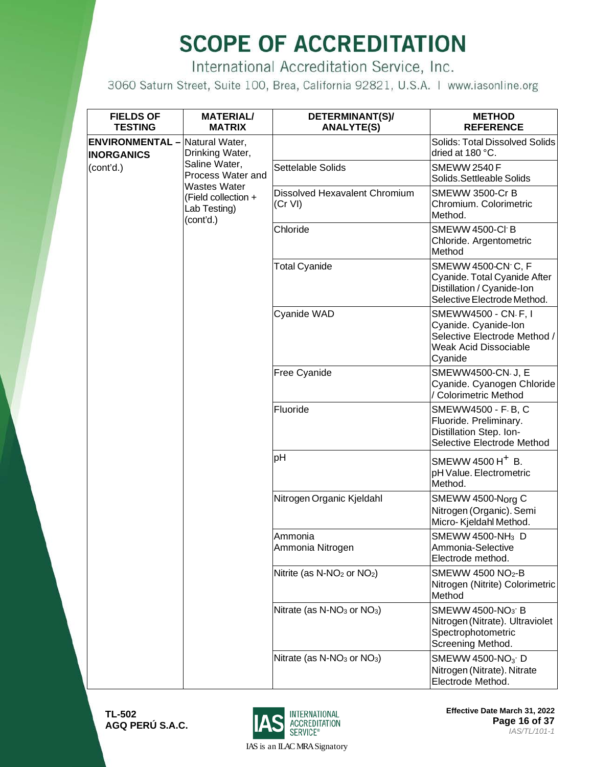# SCOPE OF ACCREDITATION

International Accreditation Service, Inc.

3060 Saturn Street, Suite 100, Brea, California 92821, U.S.A. | www.iasonline.org

| FIELDS OF TESTING | MATERIAL/ MATRIX | DETERMINANT(S)/ ANALYTE(S) | METHOD REFERENCE |
|---|---|---|---|
| **ENVIRONMENTAL – INORGANICS** (cont'd.) | Natural Water, Drinking Water, Saline Water, Process Water and Wastes Water (Field collection + Lab Testing) (cont'd.) | | Solids: Total Dissolved Solids dried at 180 °C. |
| | | Settelable Solids | SMEWW 2540 F Solids.Settleable Solids |
| | | Dissolved Hexavalent Chromium (Cr VI) | SMEWW 3500-Cr B Chromium. Colorimetric Method. |
| | | Chloride | SMEWW 4500-$Cl^-$ B Chloride. Argentometric Method |
| | | Total Cyanide | SMEWW 4500-$CN^-$ C, F Cyanide. Total Cyanide After Distillation / Cyanide-Ion Selective Electrode Method. |
| | | Cyanide WAD | SMEWW4500 - $CN^-$ F, I Cyanide. Cyanide-Ion Selective Electrode Method / Weak Acid Dissociable Cyanide |
| | | Free Cyanide | SMEWW4500-$CN^-$ J, E Cyanide. Cyanogen Chloride / Colorimetric Method |
| | | Fluoride | SMEWW4500 - $F^-$ B, C Fluoride. Preliminary. Distillation Step. Ion-Selective Electrode Method |
| | | pH | SMEWW 4500 $H^+$ B. pH Value. Electrometric Method. |
| | | Nitrogen Organic Kjeldahl | SMEWW 4500-$N_{org}$ C Nitrogen (Organic). Semi Micro- Kjeldahl Method. |
| | | Ammonia<br>Ammonia Nitrogen | SMEWW 4500-$NH_3$ D Ammonia-Selective Electrode method. |
| | | Nitrite (as N-$NO_2$ or $NO_2$) | SMEWW 4500 $NO_2$-B Nitrogen (Nitrite) Colorimetric Method |
| | | Nitrate (as N-$NO_3$ or $NO_3$) | SMEWW 4500-$NO_3^-$ B Nitrogen (Nitrate). Ultraviolet Spectrophotometric Screening Method. |
| | | Nitrate (as N-$NO_3$ or $NO_3$) | SMEWW 4500-$NO_3^-$ D Nitrogen (Nitrate). Nitrate Electrode Method. |

**TL-502**
**AGQ PERÚ S.A.C.**

IAS is an ILAC MRA Signatory

**Effective Date March 31, 2022**

*IAS/TL/101-1*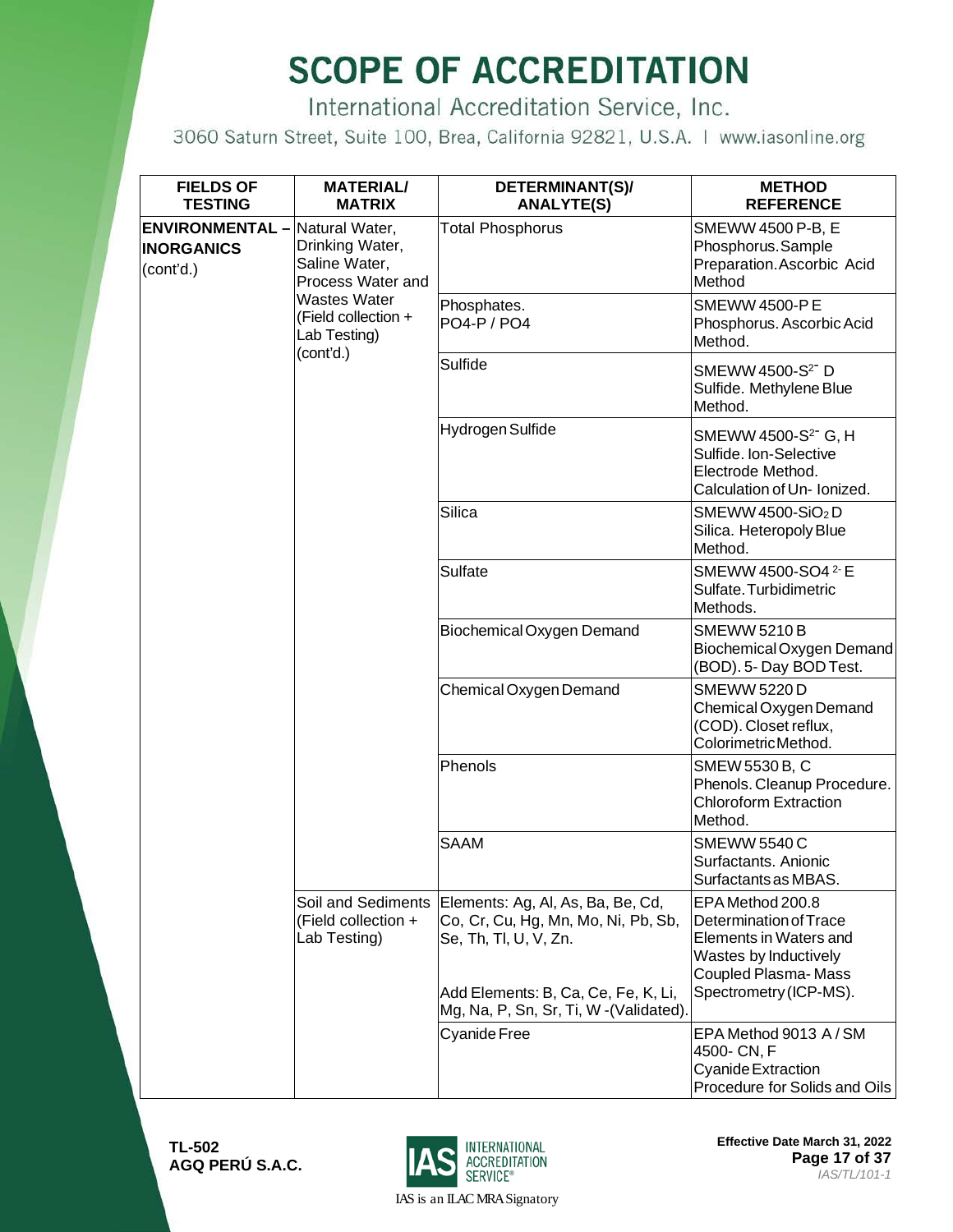# SCOPE OF ACCREDITATION

International Accreditation Service, Inc.

3060 Saturn Street, Suite 100, Brea, California 92821, U.S.A. | www.iasonline.org

| FIELDS OF TESTING | MATERIAL/ MATRIX | DETERMINANT(S)/ ANALYTE(S) | METHOD REFERENCE |
|---|---|---|---|
| **ENVIRONMENTAL – INORGANICS** (cont'd.) | Natural Water, Drinking Water, Saline Water, Process Water and Wastes Water (Field collection + Lab Testing) (cont'd.) | Total Phosphorus | SMEWW 4500 P-B, E Phosphorus. Sample Preparation. Ascorbic Acid Method |
| | | Phosphates. PO4-P / PO4 | SMEWW 4500-P E Phosphorus. Ascorbic Acid Method. |
| | | Sulfide | SMEWW 4500-$S^{2-}$ D Sulfide. Methylene Blue Method. |
| | | Hydrogen Sulfide | SMEWW 4500-$S^{2-}$ G, H Sulfide. Ion-Selective Electrode Method. Calculation of Un- Ionized. |
| | | Silica | SMEWW 4500-$SiO_2$ D Silica. Heteropoly Blue Method. |
| | | Sulfate | SMEWW 4500-$SO4^{2-}$ E Sulfate. Turbidimetric Methods. |
| | | Biochemical Oxygen Demand | SMEWW 5210 B Biochemical Oxygen Demand (BOD). 5- Day BOD Test. |
| | | Chemical Oxygen Demand | SMEWW 5220 D Chemical Oxygen Demand (COD). Closet reflux, Colorimetric Method. |
| | | Phenols | SMEW 5530 B, C Phenols. Cleanup Procedure. Chloroform Extraction Method. |
| | | SAAM | SMEWW 5540 C Surfactants. Anionic Surfactants as MBAS. |
| | Soil and Sediments (Field collection + Lab Testing) | Elements: Ag, Al, As, Ba, Be, Cd, Co, Cr, Cu, Hg, Mn, Mo, Ni, Pb, Sb, Se, Th, Tl, U, V, Zn.<br><br>Add Elements: B, Ca, Ce, Fe, K, Li, Mg, Na, P, Sn, Sr, Ti, W -(Validated). | EPA Method 200.8 Determination of Trace Elements in Waters and Wastes by Inductively Coupled Plasma- Mass Spectrometry (ICP-MS). |
| | | Cyanide Free | EPA Method 9013 A / SM 4500- CN, F Cyanide Extraction Procedure for Solids and Oils |

TL-502
AGQ PERÚ S.A.C.

IAS is an ILAC MRA Signatory

Effective Date March 31, 2022

*IAS/TL/101-1*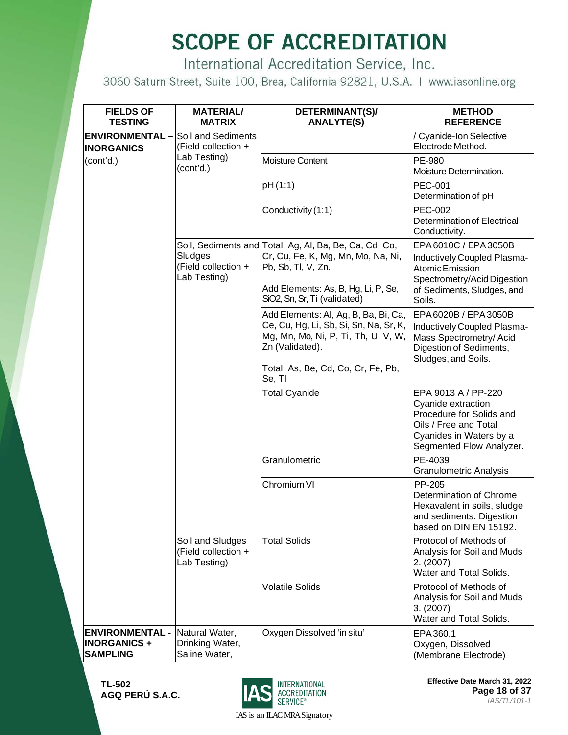# SCOPE OF ACCREDITATION

International Accreditation Service, Inc.

3060 Saturn Street, Suite 100, Brea, California 92821, U.S.A. | www.iasonline.org

| FIELDS OF TESTING | MATERIAL/ MATRIX | DETERMINANT(S)/ ANALYTE(S) | METHOD REFERENCE |
|---|---|---|---|
| **ENVIRONMENTAL – INORGANICS** (cont'd.) | Soil and Sediments (Field collection + Lab Testing) (cont'd.) | | / Cyanide-Ion Selective Electrode Method. |
| | | Moisture Content | PE-980 Moisture Determination. |
| | | pH (1:1) | PEC-001 Determination of pH |
| | | Conductivity (1:1) | PEC-002 Determination of Electrical Conductivity. |
| | Soil, Sediments and Sludges (Field collection + Lab Testing) | Total: Ag, Al, Ba, Be, Ca, Cd, Co, Cr, Cu, Fe, K, Mg, Mn, Mo, Na, Ni, Pb, Sb, Tl, V, Zn.<br><br>Add Elements: As, B, Hg, Li, P, Se, $SiO_2$, Sn, Sr, Ti (validated) | EPA 6010C / EPA 3050B Inductively Coupled Plasma-Atomic Emission Spectrometry/Acid Digestion of Sediments, Sludges, and Soils. |
| | | Add Elements: Al, Ag, B, Ba, Bi, Ca, Ce, Cu, Hg, Li, Sb, Si, Sn, Na, Sr, K, Mg, Mn, Mo, Ni, P, Ti, Th, U, V, W, Zn (Validated).<br><br>Total: As, Be, Cd, Co, Cr, Fe, Pb, Se, Tl | EPA 6020B / EPA 3050B Inductively Coupled Plasma-Mass Spectrometry/ Acid Digestion of Sediments, Sludges, and Soils. |
| | | Total Cyanide | EPA 9013 A / PP-220 Cyanide extraction Procedure for Solids and Oils / Free and Total Cyanides in Waters by a Segmented Flow Analyzer. |
| | | Granulometric | PE-4039 Granulometric Analysis |
| | | Chromium VI | PP-205 Determination of Chrome Hexavalent in soils, sludge and sediments. Digestion based on DIN EN 15192. |
| | Soil and Sludges (Field collection + Lab Testing) | Total Solids | Protocol of Methods of Analysis for Soil and Muds 2. (2007) Water and Total Solids. |
| | | Volatile Solids | Protocol of Methods of Analysis for Soil and Muds 3. (2007) Water and Total Solids. |
| **ENVIRONMENTAL - INORGANICS + SAMPLING** | Natural Water, Drinking Water, Saline Water, | Oxygen Dissolved 'in situ' | EPA 360.1 Oxygen, Dissolved (Membrane Electrode) |

TL-502
AGQ PERÚ S.A.C.

Effective Date March 31, 2022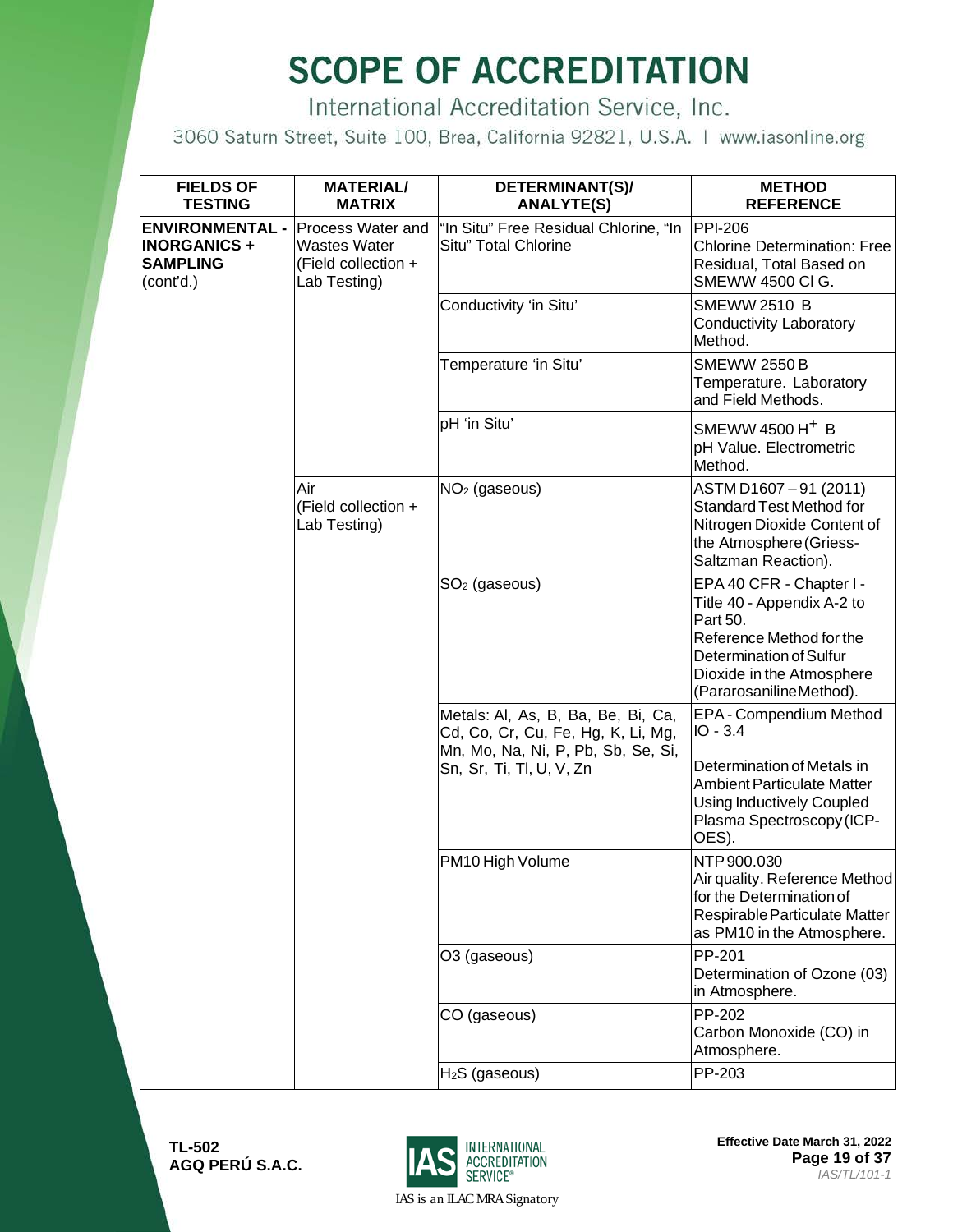# SCOPE OF ACCREDITATION

International Accreditation Service, Inc.

3060 Saturn Street, Suite 100, Brea, California 92821, U.S.A. | www.iasonline.org

| FIELDS OF TESTING | MATERIAL/ MATRIX | DETERMINANT(S)/ ANALYTE(S) | METHOD REFERENCE |
|---|---|---|---|
| **ENVIRONMENTAL - INORGANICS + SAMPLING** (cont'd.) | Process Water and Wastes Water (Field collection + Lab Testing) | "In Situ" Free Residual Chlorine, "In Situ" Total Chlorine | PPI-206 Chlorine Determination: Free Residual, Total Based on SMEWW 4500 Cl G. |
| | | Conductivity 'in Situ' | SMEWW 2510 B Conductivity Laboratory Method. |
| | | Temperature 'in Situ' | SMEWW 2550 B Temperature. Laboratory and Field Methods. |
| | | pH 'in Situ' | SMEWW 4500 $H^+$ B pH Value. Electrometric Method. |
| | Air (Field collection + Lab Testing) | $NO_2$ (gaseous) | ASTM D1607 – 91 (2011) Standard Test Method for Nitrogen Dioxide Content of the Atmosphere (Griess-Saltzman Reaction). |
| | | $SO_2$ (gaseous) | EPA 40 CFR - Chapter I - Title 40 - Appendix A-2 to Part 50. Reference Method for the Determination of Sulfur Dioxide in the Atmosphere (Pararosaniline Method). |
| | | Metals: Al, As, B, Ba, Be, Bi, Ca, Cd, Co, Cr, Cu, Fe, Hg, K, Li, Mg, Mn, Mo, Na, Ni, P, Pb, Sb, Se, Si, Sn, Sr, Ti, Tl, U, V, Zn | EPA - Compendium Method IO - 3.4<br><br>Determination of Metals in Ambient Particulate Matter Using Inductively Coupled Plasma Spectroscopy (ICP-OES). |
| | | PM10 High Volume | NTP 900.030 Air quality. Reference Method for the Determination of Respirable Particulate Matter as PM10 in the Atmosphere. |
| | | O3 (gaseous) | PP-201 Determination of Ozone (03) in Atmosphere. |
| | | CO (gaseous) | PP-202 Carbon Monoxide (CO) in Atmosphere. |
| | | $H_2S$ (gaseous) | PP-203 |

TL-502
AGQ PERÚ S.A.C.

IAS is an ILAC MRA Signatory

Effective Date March 31, 2022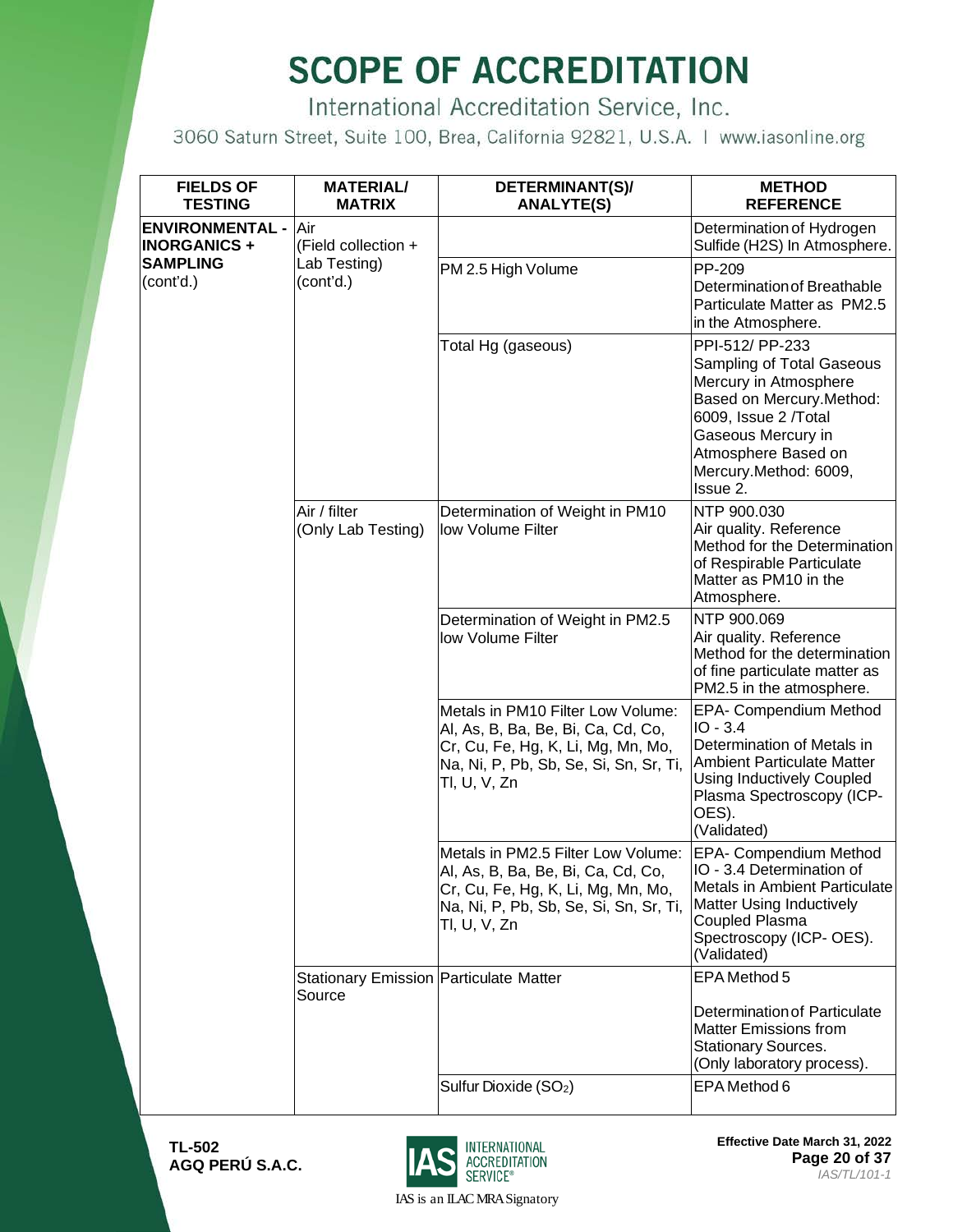# SCOPE OF ACCREDITATION

International Accreditation Service, Inc.

3060 Saturn Street, Suite 100, Brea, California 92821, U.S.A. | www.iasonline.org

| FIELDS OF TESTING | MATERIAL/ MATRIX | DETERMINANT(S)/ ANALYTE(S) | METHOD REFERENCE |
|---|---|---|---|
| **ENVIRONMENTAL - INORGANICS + SAMPLING** (cont'd.) | Air (Field collection + Lab Testing) (cont'd.) | | Determination of Hydrogen Sulfide (H2S) In Atmosphere. |
| | | PM 2.5 High Volume | PP-209 Determination of Breathable Particulate Matter as PM2.5 in the Atmosphere. |
| | | Total Hg (gaseous) | PPI-512/ PP-233 Sampling of Total Gaseous Mercury in Atmosphere Based on Mercury.Method: 6009, Issue 2 /Total Gaseous Mercury in Atmosphere Based on Mercury.Method: 6009, Issue 2. |
| | Air / filter (Only Lab Testing) | Determination of Weight in PM10 low Volume Filter | NTP 900.030 Air quality. Reference Method for the Determination of Respirable Particulate Matter as PM10 in the Atmosphere. |
| | | Determination of Weight in PM2.5 low Volume Filter | NTP 900.069 Air quality. Reference Method for the determination of fine particulate matter as PM2.5 in the atmosphere. |
| | | Metals in PM10 Filter Low Volume: Al, As, B, Ba, Be, Bi, Ca, Cd, Co, Cr, Cu, Fe, Hg, K, Li, Mg, Mn, Mo, Na, Ni, P, Pb, Sb, Se, Si, Sn, Sr, Ti, Tl, U, V, Zn | EPA- Compendium Method IO - 3.4 Determination of Metals in Ambient Particulate Matter Using Inductively Coupled Plasma Spectroscopy (ICP-OES). (Validated) |
| | | Metals in PM2.5 Filter Low Volume: Al, As, B, Ba, Be, Bi, Ca, Cd, Co, Cr, Cu, Fe, Hg, K, Li, Mg, Mn, Mo, Na, Ni, P, Pb, Sb, Se, Si, Sn, Sr, Ti, Tl, U, V, Zn | EPA- Compendium Method IO - 3.4 Determination of Metals in Ambient Particulate Matter Using Inductively Coupled Plasma Spectroscopy (ICP- OES). (Validated) |
| | Stationary Emission Source | Particulate Matter | EPA Method 5<br><br>Determination of Particulate Matter Emissions from Stationary Sources. (Only laboratory process). |
| | | Sulfur Dioxide ($SO_2$) | EPA Method 6 |

**TL-502**
**AGQ PERÚ S.A.C.**

IAS is an ILAC MRA Signatory

**Effective Date March 31, 2022**

*IAS/TL/101-1*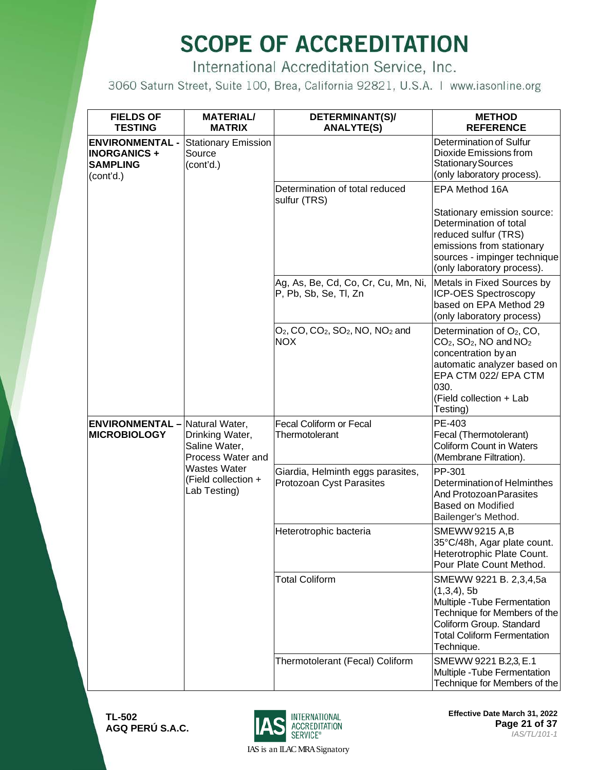# SCOPE OF ACCREDITATION

International Accreditation Service, Inc.

3060 Saturn Street, Suite 100, Brea, California 92821, U.S.A. | www.iasonline.org

| FIELDS OF TESTING | MATERIAL/ MATRIX | DETERMINANT(S)/ ANALYTE(S) | METHOD REFERENCE |
|---|---|---|---|
| **ENVIRONMENTAL - INORGANICS + SAMPLING** (cont'd.) | Stationary Emission Source (cont'd.) | | Determination of Sulfur Dioxide Emissions from Stationary Sources (only laboratory process). |
| | | Determination of total reduced sulfur (TRS) | EPA Method 16A<br><br>Stationary emission source: Determination of total reduced sulfur (TRS) emissions from stationary sources - impinger technique (only laboratory process). |
| | | Ag, As, Be, Cd, Co, Cr, Cu, Mn, Ni, P, Pb, Sb, Se, Tl, Zn | Metals in Fixed Sources by ICP-OES Spectroscopy based on EPA Method 29 (only laboratory process) |
| | | $O_2$, CO, $CO_2$, $SO_2$, NO, $NO_2$ and NOX | Determination of $O_2$, CO, $CO_2$, $SO_2$, NO and $NO_2$ concentration by an automatic analyzer based on EPA CTM 022/ EPA CTM 030.<br>(Field collection + Lab Testing) |
| **ENVIRONMENTAL – MICROBIOLOGY** | Natural Water, Drinking Water, Saline Water, Process Water and Wastes Water (Field collection + Lab Testing) | Fecal Coliform or Fecal Thermotolerant | PE-403<br>Fecal (Thermotolerant) Coliform Count in Waters (Membrane Filtration). |
| | | Giardia, Helminth eggs parasites, Protozoan Cyst Parasites | PP-301<br>Determination of Helminthes And Protozoan Parasites Based on Modified Bailenger's Method. |
| | | Heterotrophic bacteria | SMEWW 9215 A,B<br>35°C/48h, Agar plate count. Heterotrophic Plate Count. Pour Plate Count Method. |
| | | Total Coliform | SMEWW 9221 B. 2,3,4,5a (1,3,4), 5b<br>Multiple -Tube Fermentation Technique for Members of the Coliform Group. Standard Total Coliform Fermentation Technique. |
| | | Thermotolerant (Fecal) Coliform | SMEWW 9221 B.2,3, E.1<br>Multiple -Tube Fermentation Technique for Members of the |

TL-502
AGQ PERÚ S.A.C.

IAS is an ILAC MRA Signatory

Effective Date March 31, 2022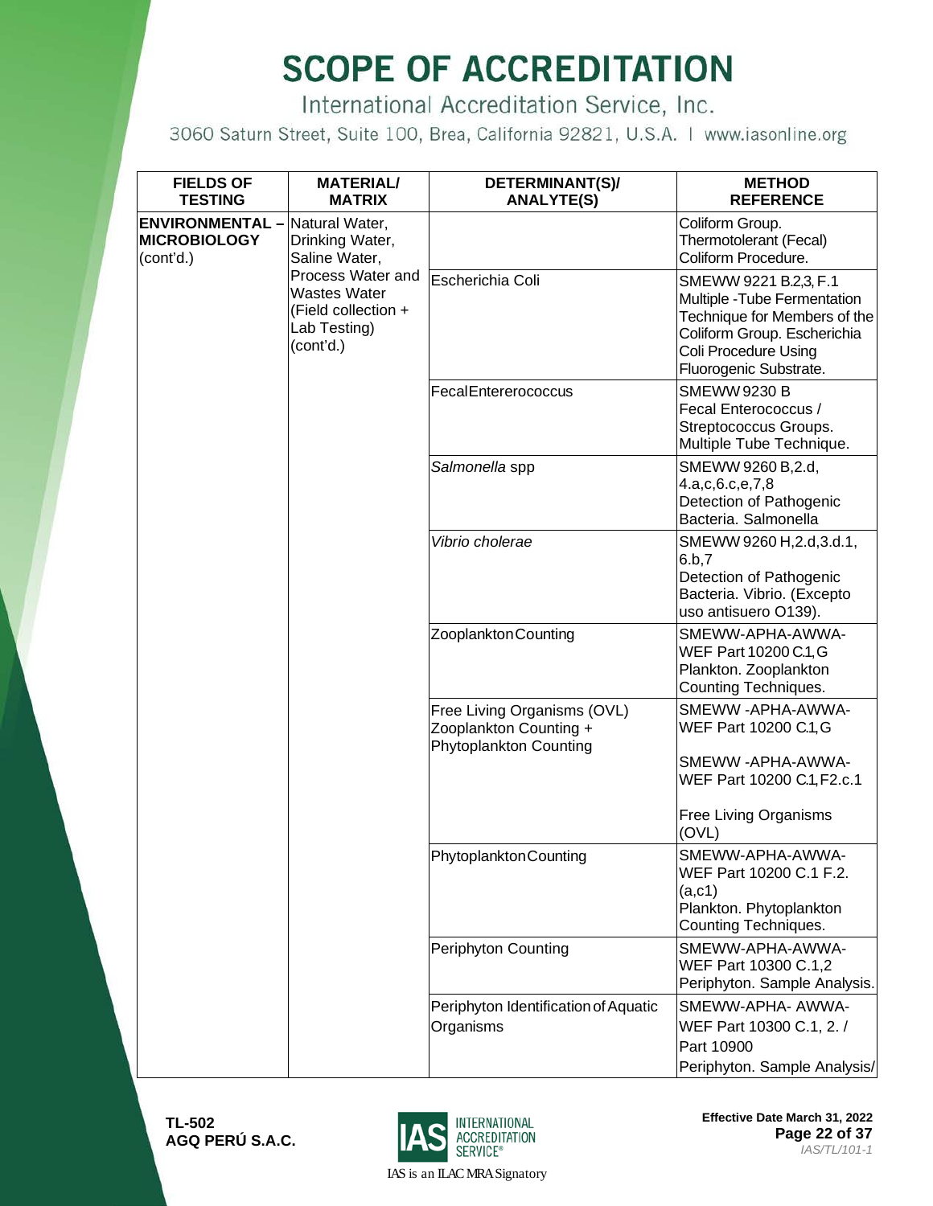# SCOPE OF ACCREDITATION

International Accreditation Service, Inc.

3060 Saturn Street, Suite 100, Brea, California 92821, U.S.A. | www.iasonline.org

| FIELDS OF TESTING | MATERIAL/ MATRIX | DETERMINANT(S)/ ANALYTE(S) | METHOD REFERENCE |
|---|---|---|---|
| **ENVIRONMENTAL – MICROBIOLOGY** (cont'd.) | Natural Water, Drinking Water, Saline Water, Process Water and Wastes Water (Field collection + Lab Testing) (cont'd.) | | Coliform Group. Thermotolerant (Fecal) Coliform Procedure. |
| | | Escherichia Coli | SMEWW 9221 B.2,3, F.1 Multiple -Tube Fermentation Technique for Members of the Coliform Group. Escherichia Coli Procedure Using Fluorogenic Substrate. |
| | | FecalEntererococcus | SMEWW 9230 B Fecal Enterococcus / Streptococcus Groups. Multiple Tube Technique. |
| | | *Salmonella* spp | SMEWW 9260 B,2.d, 4.a,c,6.c,e,7,8 Detection of Pathogenic Bacteria. Salmonella |
| | | *Vibrio cholerae* | SMEWW 9260 H,2.d,3.d.1, 6.b,7 Detection of Pathogenic Bacteria. Vibrio. (Excepto uso antisuero O139). |
| | | ZooplanktonCounting | SMEWW-APHA-AWWA-WEF Part 10200 C.1, G Plankton. Zooplankton Counting Techniques. |
| | | Free Living Organisms (OVL) Zooplankton Counting + Phytoplankton Counting | SMEWW -APHA-AWWA-WEF Part 10200 C.1, G<br><br>SMEWW -APHA-AWWA-WEF Part 10200 C.1, F2.c.1<br><br>Free Living Organisms (OVL) |
| | | PhytoplanktonCounting | SMEWW-APHA-AWWA-WEF Part 10200 C.1 F.2. (a,c1) Plankton. Phytoplankton Counting Techniques. |
| | | Periphyton Counting | SMEWW-APHA-AWWA-WEF Part 10300 C.1,2 Periphyton. Sample Analysis. |
| | | Periphyton Identification of Aquatic Organisms | SMEWW-APHA- AWWA-WEF Part 10300 C.1, 2. / Part 10900 Periphyton. Sample Analysis/ |

**TL-502**
**AGQ PERÚ S.A.C.**

IAS is an ILAC MRA Signatory

**Effective Date March 31, 2022**

*IAS/TL/101-1*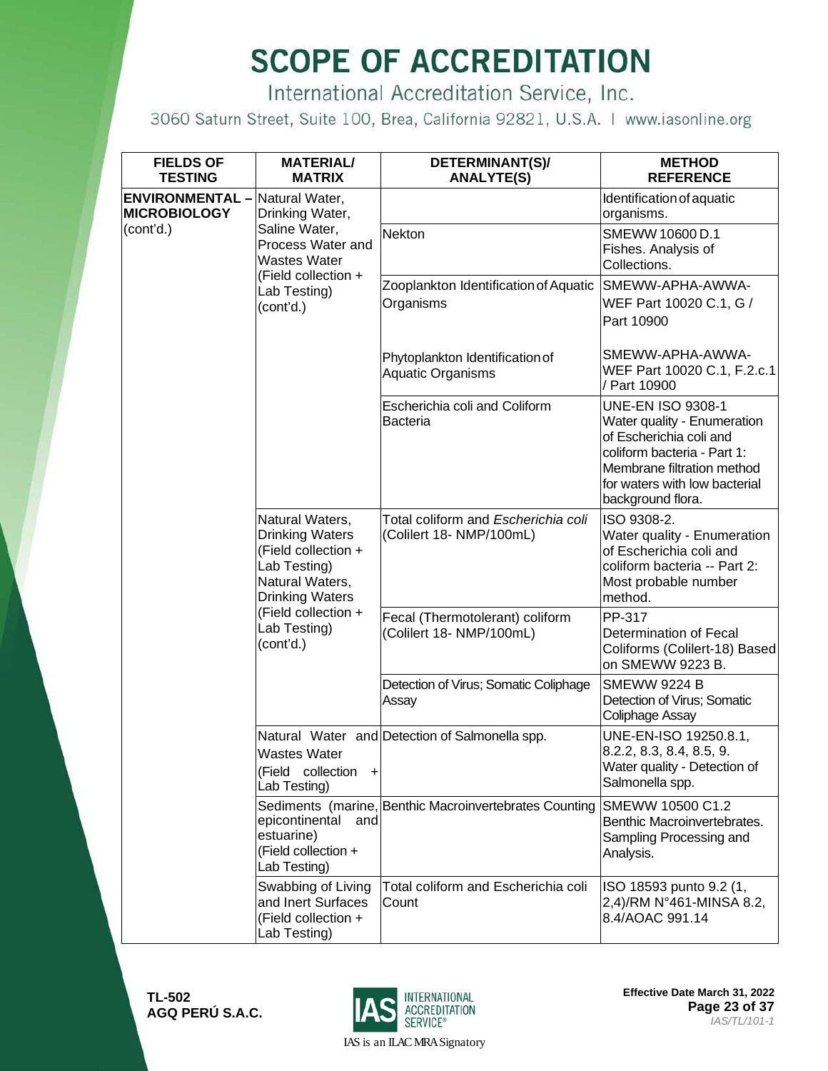# SCOPE OF ACCREDITATION

International Accreditation Service, Inc.

3060 Saturn Street, Suite 100, Brea, California 92821, U.S.A. | www.iasonline.org

| FIELDS OF TESTING | MATERIAL/ MATRIX | DETERMINANT(S)/ ANALYTE(S) | METHOD REFERENCE |
|---|---|---|---|
| **ENVIRONMENTAL – MICROBIOLOGY** (cont'd.) | Natural Water, Drinking Water, Saline Water, Process Water and Wastes Water (Field collection + Lab Testing) (cont'd.) | | Identification of aquatic organisms. |
| | | Nekton | SMEWW 10600 D.1 Fishes. Analysis of Collections. |
| | | Zooplankton Identification of Aquatic Organisms | SMEWW-APHA-AWWA-WEF Part 10020 C.1, G / Part 10900 |
| | | Phytoplankton Identification of Aquatic Organisms | SMEWW-APHA-AWWA-WEF Part 10020 C.1, F.2.c.1 / Part 10900 |
| | | Escherichia coli and Coliform Bacteria | UNE-EN ISO 9308-1 Water quality - Enumeration of Escherichia coli and coliform bacteria - Part 1: Membrane filtration method for waters with low bacterial background flora. |
| | Natural Waters, Drinking Waters (Field collection + Lab Testing) Natural Waters, Drinking Waters (Field collection + Lab Testing) (cont'd.) | Total coliform and *Escherichia coli* (Colilert 18- NMP/100mL) | ISO 9308-2. Water quality - Enumeration of Escherichia coli and coliform bacteria -- Part 2: Most probable number method. |
| | | Fecal (Thermotolerant) coliform (Colilert 18- NMP/100mL) | PP-317 Determination of Fecal Coliforms (Colilert-18) Based on SMEWW 9223 B. |
| | | Detection of Virus; Somatic Coliphage Assay | SMEWW 9224 B Detection of Virus; Somatic Coliphage Assay |
| | Natural Water and Wastes Water (Field collection + Lab Testing) | Detection of Salmonella spp. | UNE-EN-ISO 19250.8.1, 8.2.2, 8.3, 8.4, 8.5, 9. Water quality - Detection of Salmonella spp. |
| | Sediments (marine, epicontinental and estuarine) (Field collection + Lab Testing) | Benthic Macroinvertebrates Counting | SMEWW 10500 C1.2 Benthic Macroinvertebrates. Sampling Processing and Analysis. |
| | Swabbing of Living and Inert Surfaces (Field collection + Lab Testing) | Total coliform and Escherichia coli Count | ISO 18593 punto 9.2 (1, 2,4)/RM N°461-MINSA 8.2, 8.4/AOAC 991.14 |

TL-502
AGQ PERÚ S.A.C.

Effective Date March 31, 2022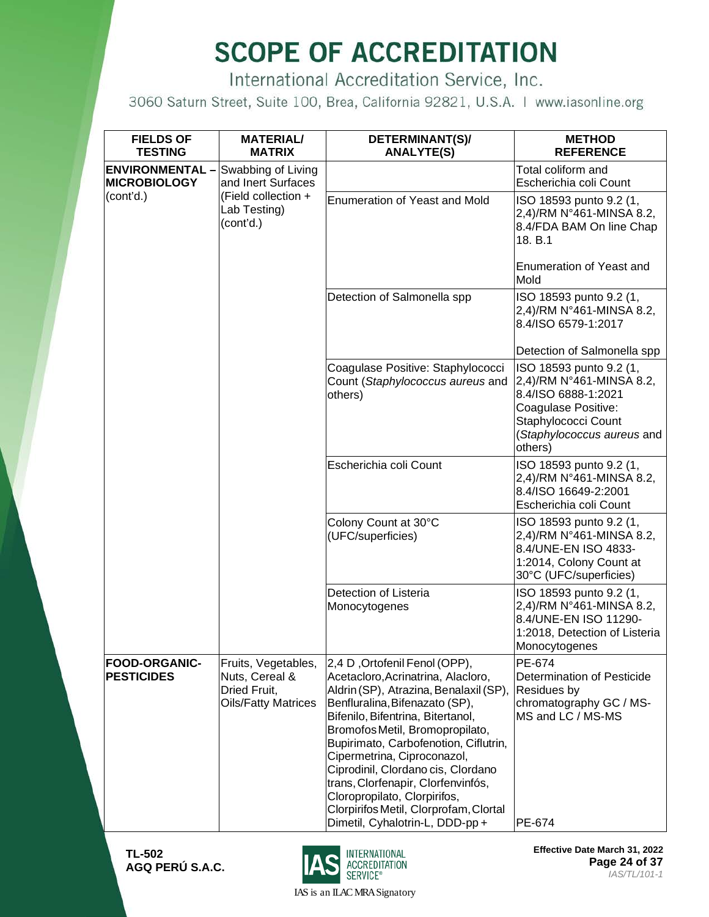# SCOPE OF ACCREDITATION

International Accreditation Service, Inc.

3060 Saturn Street, Suite 100, Brea, California 92821, U.S.A. | www.iasonline.org

| FIELDS OF TESTING | MATERIAL/ MATRIX | DETERMINANT(S)/ ANALYTE(S) | METHOD REFERENCE |
|---|---|---|---|
| **ENVIRONMENTAL – MICROBIOLOGY** (cont'd.) | Swabbing of Living and Inert Surfaces (Field collection + Lab Testing) (cont'd.) | | Total coliform and Escherichia coli Count |
| | | Enumeration of Yeast and Mold | ISO 18593 punto 9.2 (1, 2,4)/RM N°461-MINSA 8.2, 8.4/FDA BAM On line Chap 18. B.1<br><br>Enumeration of Yeast and Mold |
| | | Detection of Salmonella spp | ISO 18593 punto 9.2 (1, 2,4)/RM N°461-MINSA 8.2, 8.4/ISO 6579-1:2017<br><br>Detection of Salmonella spp |
| | | Coagulase Positive: Staphylococci Count (*Staphylococcus aureus* and others) | ISO 18593 punto 9.2 (1, 2,4)/RM N°461-MINSA 8.2, 8.4/ISO 6888-1:2021 Coagulase Positive: Staphylococci Count (*Staphylococcus aureus* and others) |
| | | Escherichia coli Count | ISO 18593 punto 9.2 (1, 2,4)/RM N°461-MINSA 8.2, 8.4/ISO 16649-2:2001 Escherichia coli Count |
| | | Colony Count at 30°C (UFC/superficies) | ISO 18593 punto 9.2 (1, 2,4)/RM N°461-MINSA 8.2, 8.4/UNE-EN ISO 4833-1:2014, Colony Count at 30°C (UFC/superficies) |
| | | Detection of Listeria Monocytogenes | ISO 18593 punto 9.2 (1, 2,4)/RM N°461-MINSA 8.2, 8.4/UNE-EN ISO 11290-1:2018, Detection of Listeria Monocytogenes |
| **FOOD-ORGANIC-PESTICIDES** | Fruits, Vegetables, Nuts, Cereal & Dried Fruit, Oils/Fatty Matrices | 2,4 D ,Ortofenil Fenol (OPP), Acetacloro,Acrinatrina, Alacloro, Aldrin (SP), Atrazina, Benalaxil (SP), Benfluralina, Bifenazato (SP), Bifenilo, Bifentrina, Bitertanol, Bromofos Metil, Bromopropilato, Bupirimato, Carbofenotion, Ciflutrin, Cipermetrina, Ciproconazol, Ciprodinil, Clordano cis, Clordano trans, Clorfenapir, Clorfenvinfós, Cloropropilato, Clorpirifos, Clorpirifos Metil, Clorprofam, Clortal Dimetil, Cyhalotrin-L, DDD-pp + | PE-674 Determination of Pesticide Residues by chromatography GC / MS-MS and LC / MS-MS<br><br>PE-674 |

TL-502
AGQ PERÚ S.A.C.

Effective Date March 31, 2022

IAS is an ILAC MRA Signatory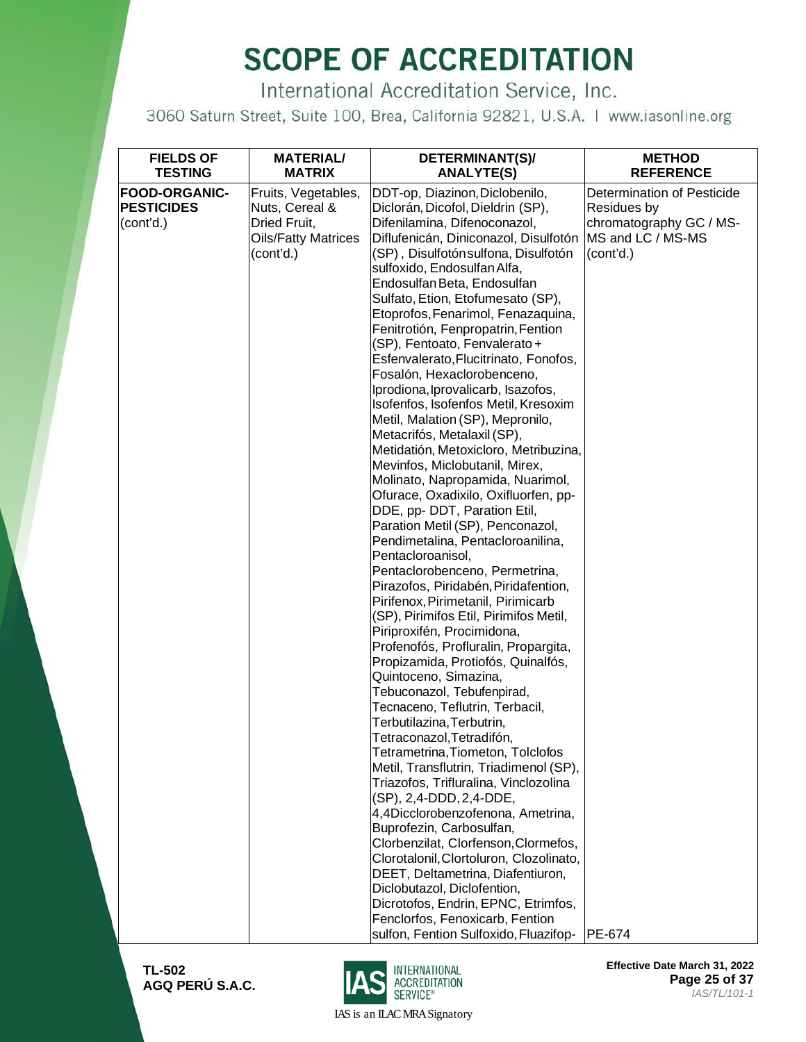# SCOPE OF ACCREDITATION

International Accreditation Service, Inc.

3060 Saturn Street, Suite 100, Brea, California 92821, U.S.A. | www.iasonline.org

| FIELDS OF TESTING | MATERIAL/ MATRIX | DETERMINANT(S)/ ANALYTE(S) | METHOD REFERENCE |
|---|---|---|---|
| **FOOD-ORGANIC-PESTICIDES** (cont'd.) | Fruits, Vegetables, Nuts, Cereal & Dried Fruit, Oils/Fatty Matrices (cont'd.) | DDT-op, Diazinon, Diclobenilo, Diclorán, Dicofol, Dieldrin (SP), Difenilamina, Difenoconazol, Diflufenicán, Diniconazol, Disulfotón (SP) , Disulfotón sulfona, Disulfotón sulfoxido, Endosulfan Alfa, Endosulfan Beta, Endosulfan Sulfato, Etion, Etofumesato (SP), Etoprofos, Fenarimol, Fenazaquina, Fenitrotión, Fenpropatrin, Fention (SP), Fentoato, Fenvalerato + Esfenvalerato, Flucitrinato, Fonofos, Fosalón, Hexaclorobenceno, Iprodiona, Iprovalicarb, Isazofos, Isofenfos, Isofenfos Metil, Kresoxim Metil, Malation (SP), Mepronilo, Metacrifós, Metalaxil (SP), Metidatión, Metoxicloro, Metribuzina, Mevinfos, Miclobutanil, Mirex, Molinato, Napropamida, Nuarimol, Ofurace, Oxadixilo, Oxifluorfen, pp-DDE, pp- DDT, Paration Etil, Paration Metil (SP), Penconazol, Pendimetalina, Pentacloroanilina, Pentacloroanisol, Pentaclorobenceno, Permetrina, Pirazofos, Piridabén, Piridafention, Pirifenox, Pirimetanil, Pirimicarb (SP), Pirimifos Etil, Pirimifos Metil, Piriproxifén, Procimidona, Profenofós, Profluralin, Propargita, Propizamida, Protiofós, Quinalfós, Quintoceno, Simazina, Tebuconazol, Tebufenpirad, Tecnaceno, Teflutrin, Terbacil, Terbutilazina, Terbutrin, Tetraconazol, Tetradifón, Tetrametrina, Tiometon, Tolclofos Metil, Transflutrin, Triadimenol (SP), Triazofos, Trifluralina, Vinclozolina (SP), 2,4-DDD, 2,4-DDE, 4,4Dicclorobenzofenona, Ametrina, Buprofezin, Carbosulfan, Clorbenzilat, Clorfenson, Clormefos, Clorotalonil, Clortoluron, Clozolinato, DEET, Deltametrina, Diafentiuron, Diclobutazol, Diclofention, Dicrotofos, Endrin, EPNC, Etrimfos, Fenclorfos, Fenoxicarb, Fention sulfon, Fention Sulfoxido, Fluazifop- | Determination of Pesticide Residues by chromatography GC / MS-MS and LC / MS-MS (cont'd.) PE-674 |

TL-502
AGQ PERÚ S.A.C.

Effective Date March 31, 2022

IAS/TL/101-1

IAS is an ILAC MRA Signatory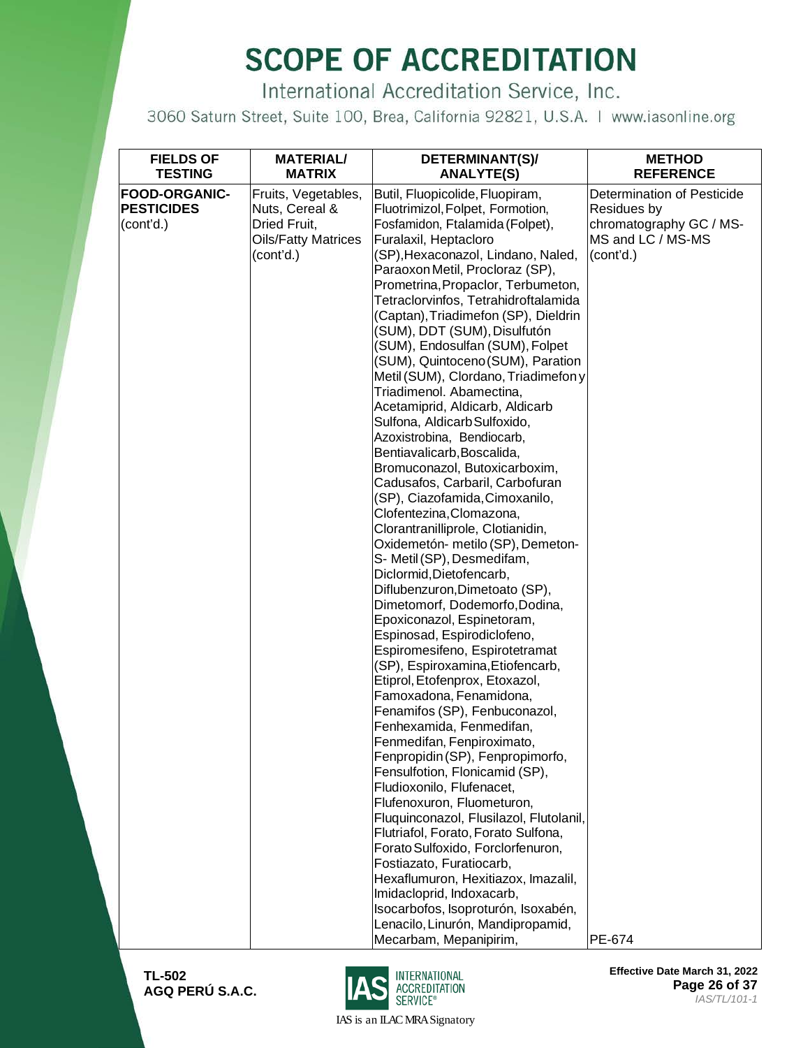# SCOPE OF ACCREDITATION

International Accreditation Service, Inc.

3060 Saturn Street, Suite 100, Brea, California 92821, U.S.A. | www.iasonline.org

| FIELDS OF TESTING | MATERIAL/ MATRIX | DETERMINANT(S)/ ANALYTE(S) | METHOD REFERENCE |
|---|---|---|---|
| **FOOD-ORGANIC-PESTICIDES** (cont'd.) | Fruits, Vegetables, Nuts, Cereal & Dried Fruit, Oils/Fatty Matrices (cont'd.) | Butil, Fluopicolide, Fluopiram, Fluotrimizol, Folpet, Formotion, Fosfamidon, Ftalamida (Folpet), Furalaxil, Heptacloro (SP), Hexaconazol, Lindano, Naled, Paraoxon Metil, Procloraz (SP), Prometrina, Propaclor, Terbumeton, Tetraclorvinfos, Tetrahidroftalamida (Captan), Triadimefon (SP), Dieldrin (SUM), DDT (SUM), Disulfutón (SUM), Endosulfan (SUM), Folpet (SUM), Quintoceno (SUM), Paration Metil (SUM), Clordano, Triadimefon y Triadimenol. Abamectina, Acetamiprid, Aldicarb, Aldicarb Sulfona, Aldicarb Sulfoxido, Azoxistrobina, Bendiocarb, Bentiavalicarb, Boscalida, Bromuconazol, Butoxicarboxim, Cadusafos, Carbaril, Carbofuran (SP), Ciazofamida, Cimoxanilo, Clofentezina, Clomazona, Clorantranilliprole, Clotianidin, Oxidemetón- metilo (SP), Demeton-S- Metil (SP), Desmedifam, Diclormid, Dietofencarb, Diflubenzuron, Dimetoato (SP), Dimetomorf, Dodemorfo, Dodina, Epoxiconazol, Espinetoram, Espinosad, Espirodiclofeno, Espiromesifeno, Espirotetramat (SP), Espiroxamina, Etiofencarb, Etiprol, Etofenprox, Etoxazol, Famoxadona, Fenamidona, Fenamifos (SP), Fenbuconazol, Fenhexamida, Fenmedifan, Fenmedifan, Fenpiroximato, Fenpropidin (SP), Fenpropimorfo, Fensulfotion, Flonicamid (SP), Fludioxonilo, Flufenacet, Flufenoxuron, Fluometuron, Fluquinconazol, Flusilazol, Flutolanil, Flutriafol, Forato, Forato Sulfona, Forato Sulfoxido, Forclorfenuron, Fostiazato, Furatiocarb, Hexaflumuron, Hexitiazox, Imazalil, Imidacloprid, Indoxacarb, Isocarbofos, Isoproturón, Isoxabén, Lenacilo, Linurón, Mandipropamid, Mecarbam, Mepanipirim, | Determination of Pesticide Residues by chromatography GC / MS-MS and LC / MS-MS (cont'd.) PE-674 |

TL-502
AGQ PERÚ S.A.C.

Effective Date March 31, 2022

IAS/TL/101-1

IAS is an ILAC MRA Signatory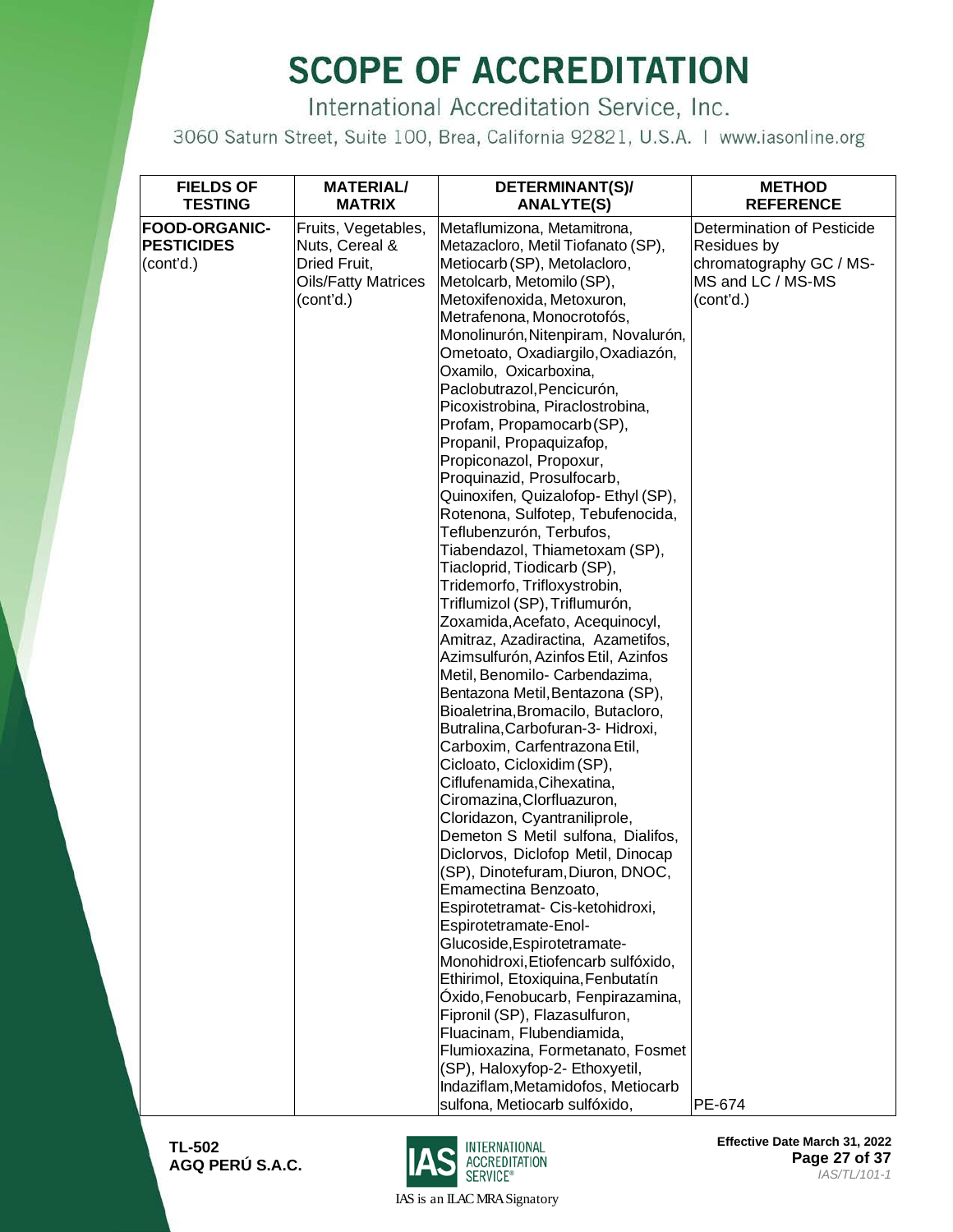# SCOPE OF ACCREDITATION

International Accreditation Service, Inc.

3060 Saturn Street, Suite 100, Brea, California 92821, U.S.A. | www.iasonline.org

| FIELDS OF TESTING | MATERIAL/ MATRIX | DETERMINANT(S)/ ANALYTE(S) | METHOD REFERENCE |
|---|---|---|---|
| **FOOD-ORGANIC-PESTICIDES** (cont'd.) | Fruits, Vegetables, Nuts, Cereal & Dried Fruit, Oils/Fatty Matrices (cont'd.) | Metaflumizona, Metamitrona, Metazacloro, Metil Tiofanato (SP), Metiocarb (SP), Metolacloro, Metolcarb, Metomilo (SP), Metoxifenoxida, Metoxuron, Metrafenona, Monocrotofós, Monolinurón, Nitenpiram, Novalurón, Ometoato, Oxadiargilo, Oxadiazón, Oxamilo, Oxicarboxina, Paclobutrazol, Pencicurón, Picoxistrobina, Piraclostrobina, Profam, Propamocarb (SP), Propanil, Propaquizafop, Propiconazol, Propoxur, Proquinazid, Prosulfocarb, Quinoxifen, Quizalofop- Ethyl (SP), Rotenona, Sulfotep, Tebufenocida, Teflubenzurón, Terbufos, Tiabendazol, Thiametoxam (SP), Tiacloprid, Tiodicarb (SP), Tridemorfo, Trifloxystrobin, Triflumizol (SP), Triflumurón, Zoxamida, Acefato, Acequinocyl, Amitraz, Azadiractina, Azametifos, Azimsulfurón, Azinfos Etil, Azinfos Metil, Benomilo- Carbendazima, Bentazona Metil, Bentazona (SP), Bioaletrina, Bromacilo, Butacloro, Butralina, Carbofuran-3- Hidroxi, Carboxim, Carfentrazona Etil, Cicloato, Cicloxidim (SP), Ciflufenamida, Cihexatina, Ciromazina, Clorfluazuron, Cloridazon, Cyantraniliprole, Demeton S Metil sulfona, Dialifos, Diclorvos, Diclofop Metil, Dinocap (SP), Dinotefuram, Diuron, DNOC, Emamectina Benzoato, Espirotetramat- Cis-ketohidroxi, Espirotetramate-Enol-Glucoside, Espirotetramate-Monohidroxi, Etiofencarb sulfóxido, Ethirimol, Etoxiquina, Fenbutatín Óxido, Fenobucarb, Fenpirazamina, Fipronil (SP), Flazasulfuron, Fluacinam, Flubendiamida, Flumioxazina, Formetanato, Fosmet (SP), Haloxyfop-2- Ethoxyetil, Indaziflam, Metamidofos, Metiocarb sulfona, Metiocarb sulfóxido, | Determination of Pesticide Residues by chromatography GC / MS-MS and LC / MS-MS (cont'd.) PE-674 |

TL-502
AGQ PERÚ S.A.C.

Effective Date March 31, 2022

IAS/TL/101-1

IAS is an ILAC MRA Signatory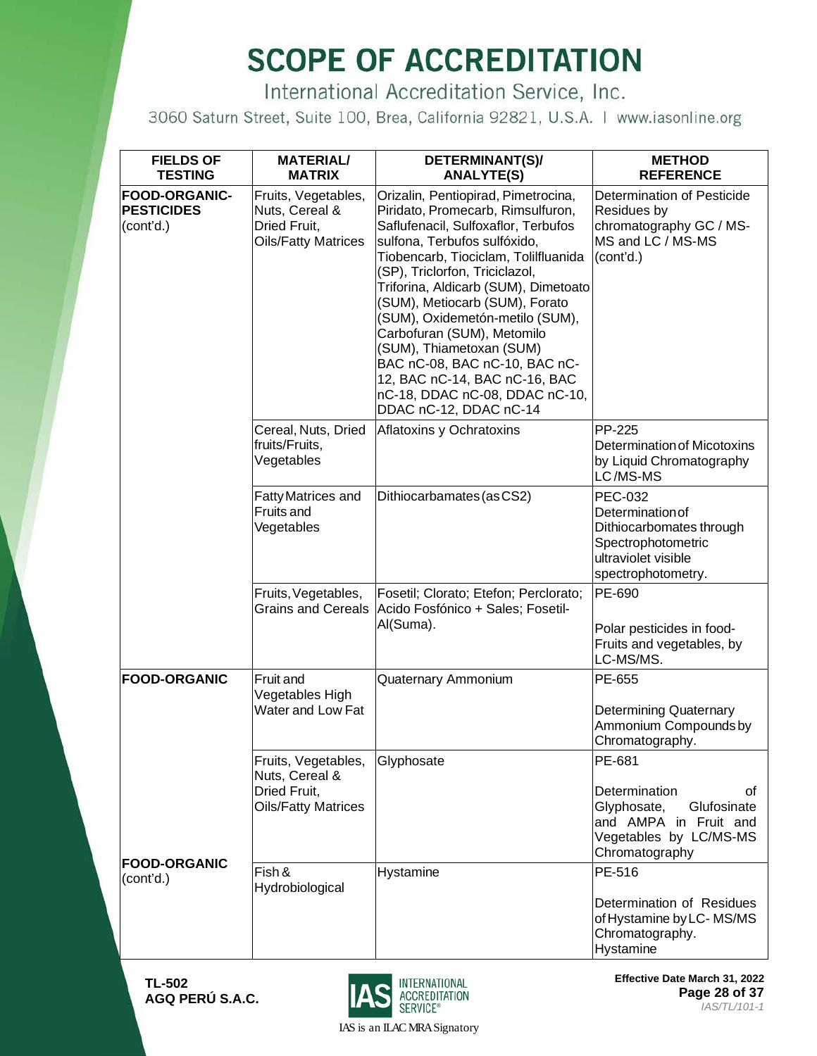# SCOPE OF ACCREDITATION

International Accreditation Service, Inc.

3060 Saturn Street, Suite 100, Brea, California 92821, U.S.A. | www.iasonline.org

| FIELDS OF TESTING | MATERIAL/ MATRIX | DETERMINANT(S)/ ANALYTE(S) | METHOD REFERENCE |
|---|---|---|---|
| **FOOD-ORGANIC-PESTICIDES** (cont'd.) | Fruits, Vegetables, Nuts, Cereal & Dried Fruit, Oils/Fatty Matrices | Orizalin, Pentiopirad, Pimetrocina, Piridato, Promecarb, Rimsulfuron, Saflufenacil, Sulfoxaflor, Terbufos sulfona, Terbufos sulfóxido, Tiobencarb, Tiociclam, Tolilfluanida (SP), Triclorfon, Triciclazol, Triforina, Aldicarb (SUM), Dimetoato (SUM), Metiocarb (SUM), Forato (SUM), Oxidemetón-metilo (SUM), Carbofuran (SUM), Metomilo (SUM), Thiametoxan (SUM) BAC nC-08, BAC nC-10, BAC nC-12, BAC nC-14, BAC nC-16, BAC nC-18, DDAC nC-08, DDAC nC-10, DDAC nC-12, DDAC nC-14 | Determination of Pesticide Residues by chromatography GC / MS-MS and LC / MS-MS (cont'd.) |
| | Cereal, Nuts, Dried fruits/Fruits, Vegetables | Aflatoxins y Ochratoxins | PP-225 Determination of Micotoxins by Liquid Chromatography LC/MS-MS |
| | Fatty Matrices and Fruits and Vegetables | Dithiocarbamates (as CS2) | PEC-032 Determination of Dithiocarbomates through Spectrophotometric ultraviolet visible spectrophotometry. |
| | Fruits, Vegetables, Grains and Cereals | Fosetil; Clorato; Etefon; Perclorato; Acido Fosfónico + Sales; Fosetil-Al(Suma). | PE-690<br><br>Polar pesticides in food-Fruits and vegetables, by LC-MS/MS. |
| **FOOD-ORGANIC** | Fruit and Vegetables High Water and Low Fat | Quaternary Ammonium | PE-655<br><br>Determining Quaternary Ammonium Compounds by Chromatography. |
| | Fruits, Vegetables, Nuts, Cereal & Dried Fruit, Oils/Fatty Matrices | Glyphosate | PE-681<br><br>Determination of Glyphosate, Glufosinate and AMPA in Fruit and Vegetables by LC/MS-MS Chromatography |
| **FOOD-ORGANIC** (cont'd.) | Fish & Hydrobiological | Hystamine | PE-516<br><br>Determination of Residues of Hystamine by LC- MS/MS Chromatography. Hystamine |

TL-502
AGQ PERÚ S.A.C.

IAS is an ILAC MRA Signatory

Effective Date March 31, 2022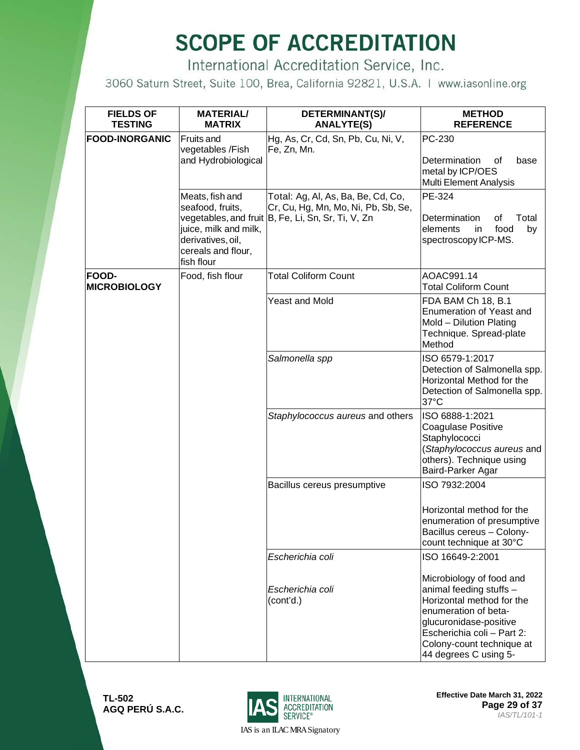# SCOPE OF ACCREDITATION

International Accreditation Service, Inc.

3060 Saturn Street, Suite 100, Brea, California 92821, U.S.A. | www.iasonline.org

| FIELDS OF TESTING | MATERIAL/ MATRIX | DETERMINANT(S)/ ANALYTE(S) | METHOD REFERENCE |
|---|---|---|---|
| **FOOD-INORGANIC** | Fruits and vegetables /Fish and Hydrobiological | Hg, As, Cr, Cd, Sn, Pb, Cu, Ni, V, Fe, Zn, Mn. | PC-230<br><br>Determination of base metal by ICP/OES Multi Element Analysis |
| | Meats, fish and seafood, fruits, vegetables, and fruit juice, milk and milk, derivatives, oil, cereals and flour, fish flour | Total: Ag, Al, As, Ba, Be, Cd, Co, Cr, Cu, Hg, Mn, Mo, Ni, Pb, Sb, Se, B, Fe, Li, Sn, Sr, Ti, V, Zn | PE-324<br><br>Determination of Total elements in food by spectroscopy ICP-MS. |
| **FOOD-MICROBIOLOGY** | Food, fish flour | Total Coliform Count | AOAC991.14<br>Total Coliform Count |
| | | Yeast and Mold | FDA BAM Ch 18, B.1<br>Enumeration of Yeast and Mold – Dilution Plating Technique. Spread-plate Method |
| | | *Salmonella spp* | ISO 6579-1:2017<br>Detection of Salmonella spp. Horizontal Method for the Detection of Salmonella spp. 37°C |
| | | *Staphylococcus aureus* and others | ISO 6888-1:2021<br>Coagulase Positive Staphylococci (*Staphylococcus aureus* and others). Technique using Baird-Parker Agar |
| | | Bacillus cereus presumptive | ISO 7932:2004<br><br>Horizontal method for the enumeration of presumptive Bacillus cereus – Colony-count technique at 30°C |
| | | *Escherichia coli*<br><br>*Escherichia coli* (cont'd.) | ISO 16649-2:2001<br><br>Microbiology of food and animal feeding stuffs – Horizontal method for the enumeration of beta-glucuronidase-positive Escherichia coli – Part 2: Colony-count technique at 44 degrees C using 5- |

**TL-502**
**AGQ PERÚ S.A.C.**

IAS is an ILAC MRA Signatory

**Effective Date March 31, 2022**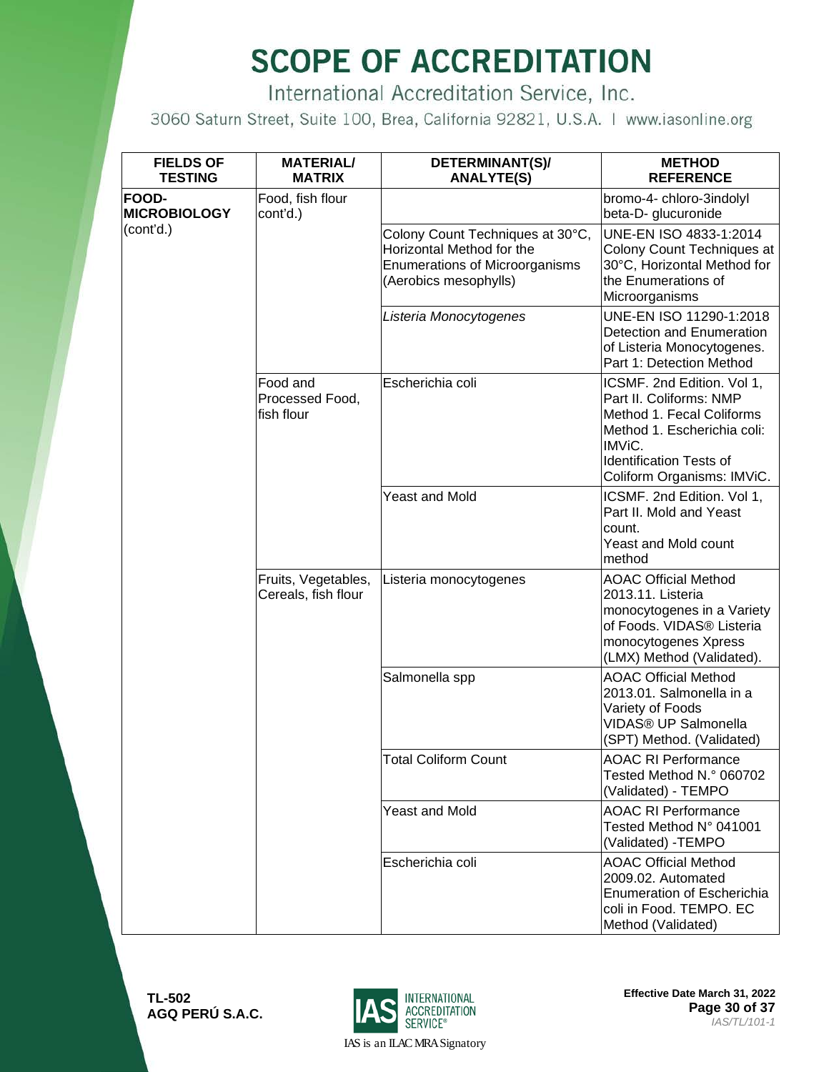# SCOPE OF ACCREDITATION

International Accreditation Service, Inc.

3060 Saturn Street, Suite 100, Brea, California 92821, U.S.A. | www.iasonline.org

| FIELDS OF TESTING | MATERIAL/ MATRIX | DETERMINANT(S)/ ANALYTE(S) | METHOD REFERENCE |
|---|---|---|---|
| **FOOD-MICROBIOLOGY** (cont'd.) | Food, fish flour cont'd.) | | bromo-4- chloro-3indolyl beta-D- glucuronide |
| | | Colony Count Techniques at 30°C, Horizontal Method for the Enumerations of Microorganisms (Aerobics mesophylls) | UNE-EN ISO 4833-1:2014 Colony Count Techniques at 30°C, Horizontal Method for the Enumerations of Microorganisms |
| | | *Listeria Monocytogenes* | UNE-EN ISO 11290-1:2018 Detection and Enumeration of Listeria Monocytogenes. Part 1: Detection Method |
| | Food and Processed Food, fish flour | Escherichia coli | ICSMF. 2nd Edition. Vol 1, Part II. Coliforms: NMP Method 1. Fecal Coliforms Method 1. Escherichia coli: IMViC. Identification Tests of Coliform Organisms: IMViC. |
| | | Yeast and Mold | ICSMF. 2nd Edition. Vol 1, Part II. Mold and Yeast count. Yeast and Mold count method |
| | Fruits, Vegetables, Cereals, fish flour | Listeria monocytogenes | AOAC Official Method 2013.11. Listeria monocytogenes in a Variety of Foods. VIDAS® Listeria monocytogenes Xpress (LMX) Method (Validated). |
| | | Salmonella spp | AOAC Official Method 2013.01. Salmonella in a Variety of Foods VIDAS® UP Salmonella (SPT) Method. (Validated) |
| | | Total Coliform Count | AOAC RI Performance Tested Method N.° 060702 (Validated) - TEMPO |
| | | Yeast and Mold | AOAC RI Performance Tested Method N° 041001 (Validated) -TEMPO |
| | | Escherichia coli | AOAC Official Method 2009.02. Automated Enumeration of Escherichia coli in Food. TEMPO. EC Method (Validated) |

**TL-502**
**AGQ PERÚ S.A.C.**

IAS is an ILAC MRA Signatory

**Effective Date March 31, 2022**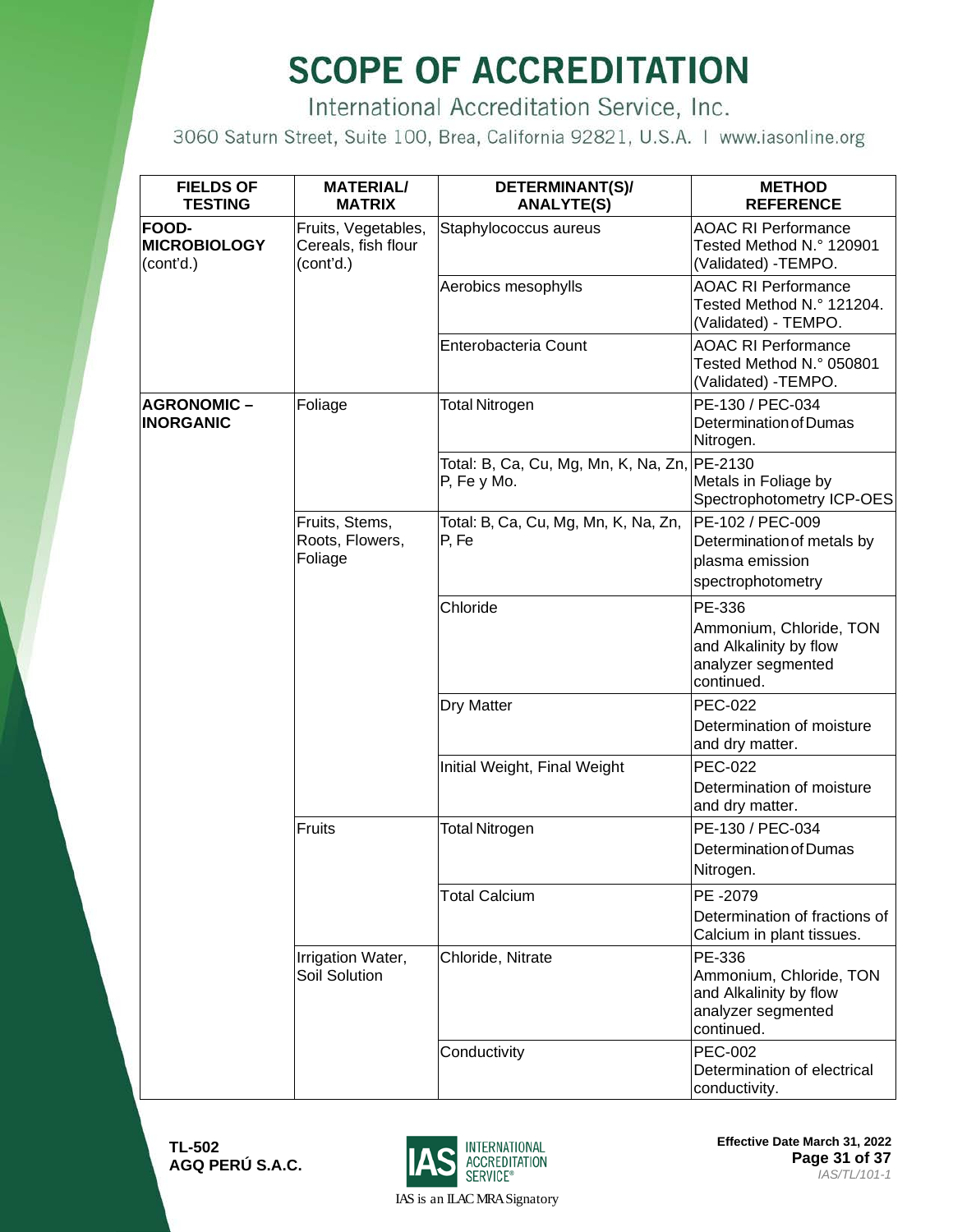# SCOPE OF ACCREDITATION

International Accreditation Service, Inc.

3060 Saturn Street, Suite 100, Brea, California 92821, U.S.A. | www.iasonline.org

| FIELDS OF TESTING | MATERIAL/ MATRIX | DETERMINANT(S)/ ANALYTE(S) | METHOD REFERENCE |
|---|---|---|---|
| **FOOD-MICROBIOLOGY** (cont'd.) | Fruits, Vegetables, Cereals, fish flour (cont'd.) | Staphylococcus aureus | AOAC RI Performance Tested Method N.° 120901 (Validated) -TEMPO. |
| | | Aerobics mesophylls | AOAC RI Performance Tested Method N.° 121204. (Validated) - TEMPO. |
| | | Enterobacteria Count | AOAC RI Performance Tested Method N.° 050801 (Validated) -TEMPO. |
| **AGRONOMIC – INORGANIC** | Foliage | Total Nitrogen | PE-130 / PEC-034 Determination of Dumas Nitrogen. |
| | | Total: B, Ca, Cu, Mg, Mn, K, Na, Zn, P, Fe y Mo. | PE-2130 Metals in Foliage by Spectrophotometry ICP-OES |
| | Fruits, Stems, Roots, Flowers, Foliage | Total: B, Ca, Cu, Mg, Mn, K, Na, Zn, P, Fe | PE-102 / PEC-009 Determination of metals by plasma emission spectrophotometry |
| | | Chloride | PE-336 Ammonium, Chloride, TON and Alkalinity by flow analyzer segmented continued. |
| | | Dry Matter | PEC-022 Determination of moisture and dry matter. |
| | | Initial Weight, Final Weight | PEC-022 Determination of moisture and dry matter. |
| | Fruits | Total Nitrogen | PE-130 / PEC-034 Determination of Dumas Nitrogen. |
| | | Total Calcium | PE -2079 Determination of fractions of Calcium in plant tissues. |
| | Irrigation Water, Soil Solution | Chloride, Nitrate | PE-336 Ammonium, Chloride, TON and Alkalinity by flow analyzer segmented continued. |
| | | Conductivity | PEC-002 Determination of electrical conductivity. |

**TL-502**
**AGQ PERÚ S.A.C.**

IAS is an ILAC MRA Signatory

**Effective Date March 31, 2022**

*IAS/TL/101-1*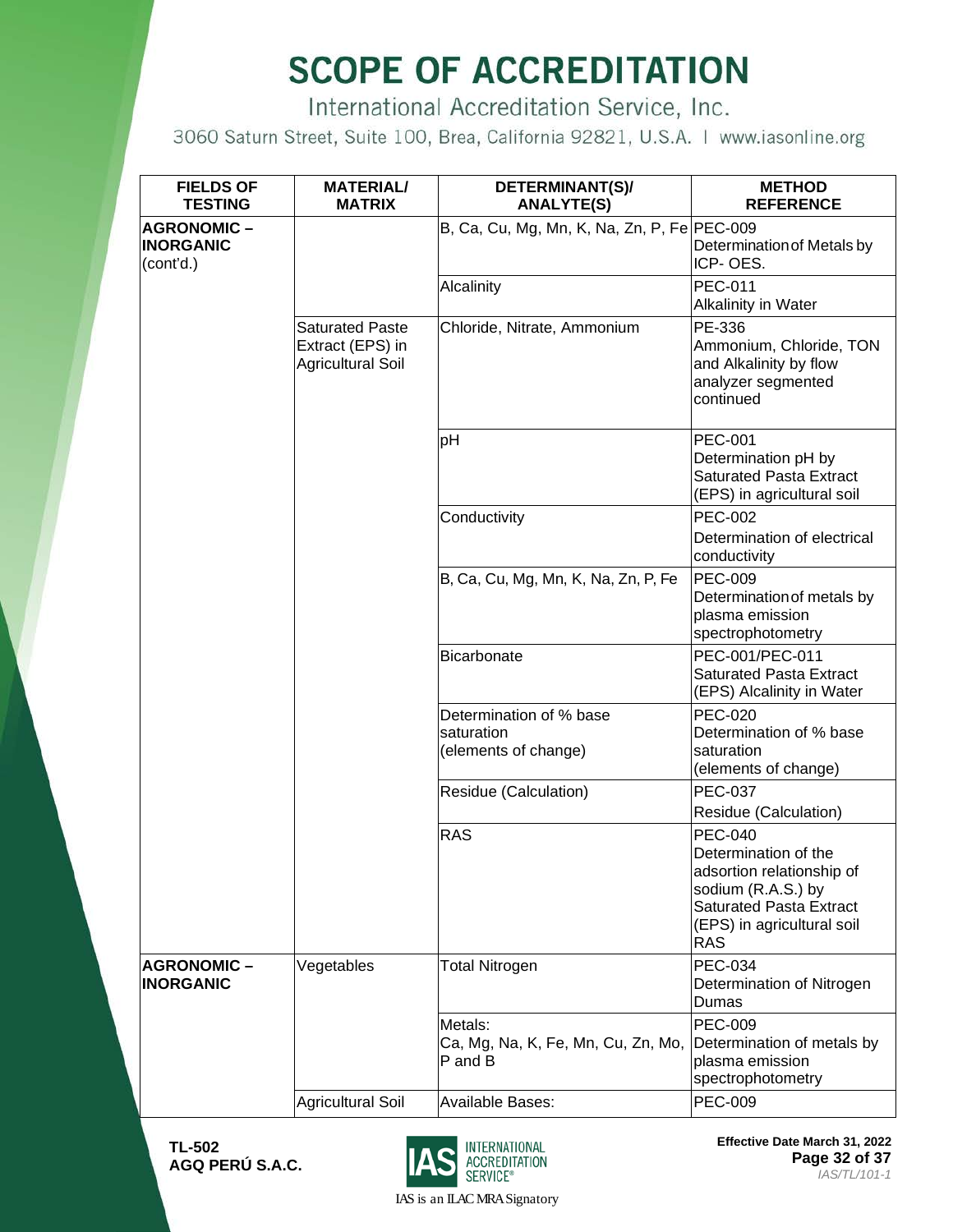# SCOPE OF ACCREDITATION

International Accreditation Service, Inc.

3060 Saturn Street, Suite 100, Brea, California 92821, U.S.A. | www.iasonline.org

| FIELDS OF TESTING | MATERIAL/ MATRIX | DETERMINANT(S)/ ANALYTE(S) | METHOD REFERENCE |
|---|---|---|---|
| **AGRONOMIC – INORGANIC** (cont'd.) | | B, Ca, Cu, Mg, Mn, K, Na, Zn, P, Fe | PEC-009 Determination of Metals by ICP- OES. |
| | | Alcalinity | PEC-011 Alkalinity in Water |
| | Saturated Paste Extract (EPS) in Agricultural Soil | Chloride, Nitrate, Ammonium | PE-336 Ammonium, Chloride, TON and Alkalinity by flow analyzer segmented continued |
| | | pH | PEC-001 Determination pH by Saturated Pasta Extract (EPS) in agricultural soil |
| | | Conductivity | PEC-002 Determination of electrical conductivity |
| | | B, Ca, Cu, Mg, Mn, K, Na, Zn, P, Fe | PEC-009 Determination of metals by plasma emission spectrophotometry |
| | | Bicarbonate | PEC-001/PEC-011 Saturated Pasta Extract (EPS) Alcalinity in Water |
| | | Determination of % base saturation (elements of change) | PEC-020 Determination of % base saturation (elements of change) |
| | | Residue (Calculation) | PEC-037 Residue (Calculation) |
| | | RAS | PEC-040 Determination of the adsortion relationship of sodium (R.A.S.) by Saturated Pasta Extract (EPS) in agricultural soil RAS |
| **AGRONOMIC – INORGANIC** | Vegetables | Total Nitrogen | PEC-034 Determination of Nitrogen Dumas |
| | | Metals: Ca, Mg, Na, K, Fe, Mn, Cu, Zn, Mo, P and B | PEC-009 Determination of metals by plasma emission spectrophotometry |
| | Agricultural Soil | Available Bases: | PEC-009 |

TL-502
AGQ PERÚ S.A.C.

Effective Date March 31, 2022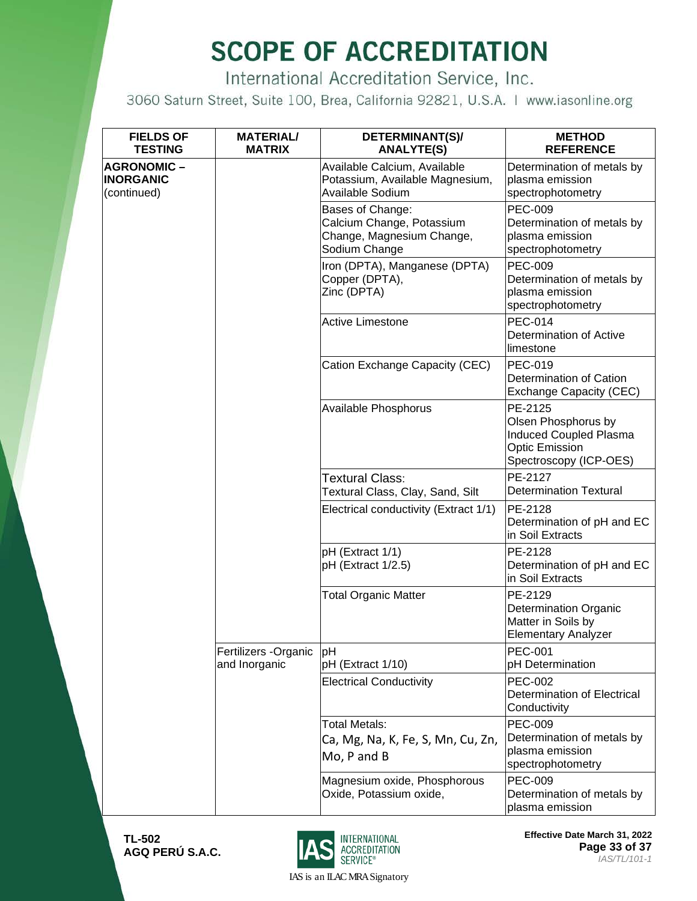# SCOPE OF ACCREDITATION

International Accreditation Service, Inc.

3060 Saturn Street, Suite 100, Brea, California 92821, U.S.A. | www.iasonline.org

| FIELDS OF TESTING | MATERIAL/ MATRIX | DETERMINANT(S)/ ANALYTE(S) | METHOD REFERENCE |
|---|---|---|---|
| **AGRONOMIC – INORGANIC** (continued) | | Available Calcium, Available Potassium, Available Magnesium, Available Sodium | Determination of metals by plasma emission spectrophotometry |
| | | Bases of Change: Calcium Change, Potassium Change, Magnesium Change, Sodium Change | PEC-009 Determination of metals by plasma emission spectrophotometry |
| | | Iron (DPTA), Manganese (DPTA) Copper (DPTA), Zinc (DPTA) | PEC-009 Determination of metals by plasma emission spectrophotometry |
| | | Active Limestone | PEC-014 Determination of Active limestone |
| | | Cation Exchange Capacity (CEC) | PEC-019 Determination of Cation Exchange Capacity (CEC) |
| | | Available Phosphorus | PE-2125 Olsen Phosphorus by Induced Coupled Plasma Optic Emission Spectroscopy (ICP-OES) |
| | | Textural Class: Textural Class, Clay, Sand, Silt | PE-2127 Determination Textural |
| | | Electrical conductivity (Extract 1/1) | PE-2128 Determination of pH and EC in Soil Extracts |
| | | pH (Extract 1/1) pH (Extract 1/2.5) | PE-2128 Determination of pH and EC in Soil Extracts |
| | | Total Organic Matter | PE-2129 Determination Organic Matter in Soils by Elementary Analyzer |
| | Fertilizers -Organic and Inorganic | pH pH (Extract 1/10) | PEC-001 pH Determination |
| | | Electrical Conductivity | PEC-002 Determination of Electrical Conductivity |
| | | Total Metals: Ca, Mg, Na, K, Fe, S, Mn, Cu, Zn, Mo, P and B | PEC-009 Determination of metals by plasma emission spectrophotometry |
| | | Magnesium oxide, Phosphorous Oxide, Potassium oxide, | PEC-009 Determination of metals by plasma emission |

TL-502
AGQ PERÚ S.A.C.

IAS is an ILAC MRA Signatory

Effective Date March 31, 2022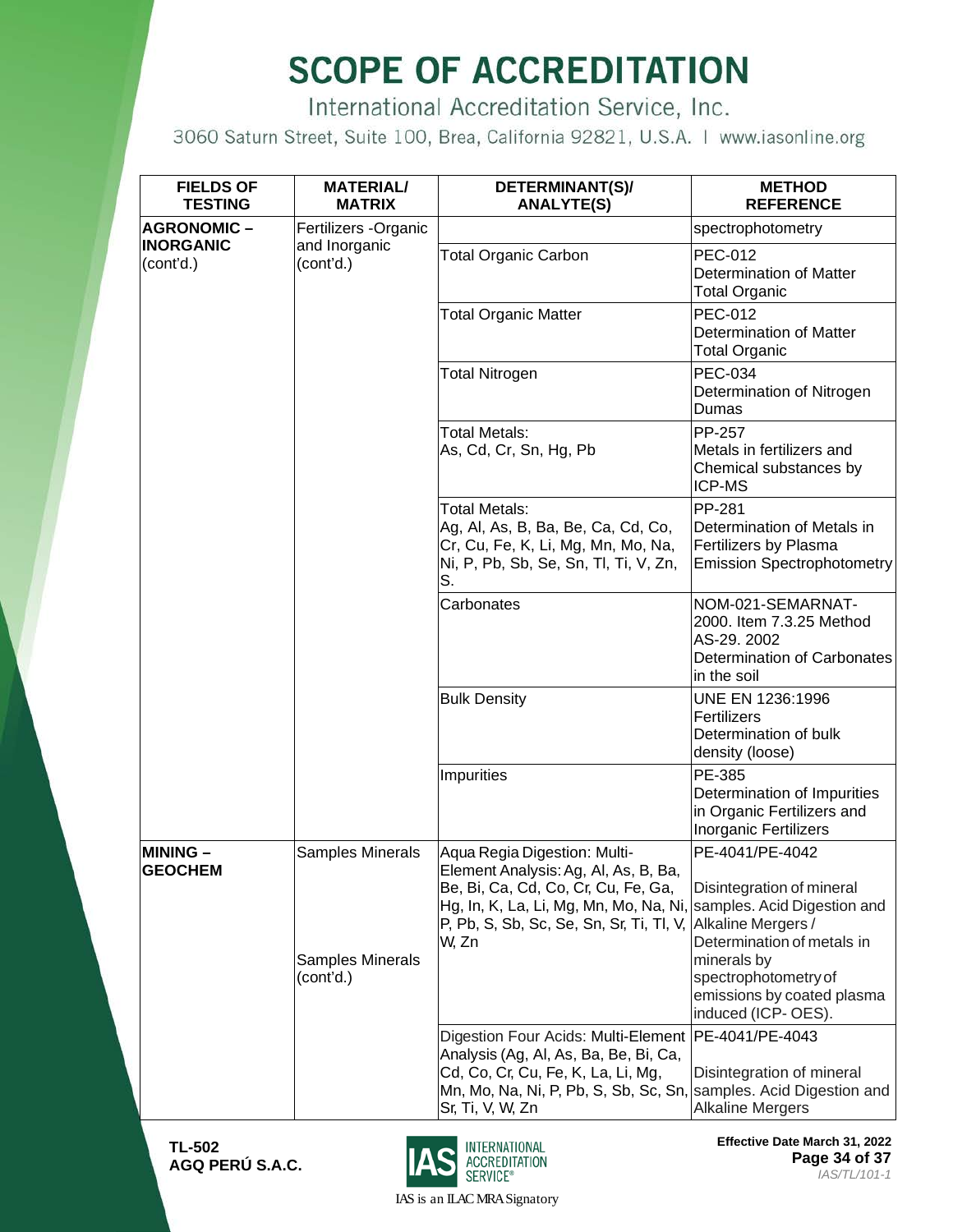# SCOPE OF ACCREDITATION

International Accreditation Service, Inc.

3060 Saturn Street, Suite 100, Brea, California 92821, U.S.A. | www.iasonline.org

| FIELDS OF TESTING | MATERIAL/ MATRIX | DETERMINANT(S)/ ANALYTE(S) | METHOD REFERENCE |
|---|---|---|---|
| **AGRONOMIC – INORGANIC** (cont'd.) | Fertilizers -Organic and Inorganic (cont'd.) | | spectrophotometry |
| | | Total Organic Carbon | PEC-012 Determination of Matter Total Organic |
| | | Total Organic Matter | PEC-012 Determination of Matter Total Organic |
| | | Total Nitrogen | PEC-034 Determination of Nitrogen Dumas |
| | | Total Metals: As, Cd, Cr, Sn, Hg, Pb | PP-257 Metals in fertilizers and Chemical substances by ICP-MS |
| | | Total Metals: Ag, Al, As, B, Ba, Be, Ca, Cd, Co, Cr, Cu, Fe, K, Li, Mg, Mn, Mo, Na, Ni, P, Pb, Sb, Se, Sn, Tl, Ti, V, Zn, S. | PP-281 Determination of Metals in Fertilizers by Plasma Emission Spectrophotometry |
| | | Carbonates | NOM-021-SEMARNAT-2000. Item 7.3.25 Method AS-29. 2002 Determination of Carbonates in the soil |
| | | Bulk Density | UNE EN 1236:1996 Fertilizers Determination of bulk density (loose) |
| | | Impurities | PE-385 Determination of Impurities in Organic Fertilizers and Inorganic Fertilizers |
| **MINING – GEOCHEM** | Samples Minerals | Aqua Regia Digestion: Multi-Element Analysis: Ag, Al, As, B, Ba, Be, Bi, Ca, Cd, Co, Cr, Cu, Fe, Ga, Hg, In, K, La, Li, Mg, Mn, Mo, Na, Ni, P, Pb, S, Sb, Sc, Se, Sn, Sr, Ti, Tl, V, W, Zn | PE-4041/PE-4042<br><br>Disintegration of mineral samples. Acid Digestion and Alkaline Mergers / Determination of metals in minerals by spectrophotometry of emissions by coated plasma induced (ICP- OES). |
| | Samples Minerals (cont'd.) | Digestion Four Acids: Multi-Element Analysis (Ag, Al, As, Ba, Be, Bi, Ca, Cd, Co, Cr, Cu, Fe, K, La, Li, Mg, Mn, Mo, Na, Ni, P, Pb, S, Sb, Sc, Sn, Sr, Ti, V, W, Zn | PE-4041/PE-4043<br><br>Disintegration of mineral samples. Acid Digestion and Alkaline Mergers |

TL-502
AGQ PERÚ S.A.C.

Effective Date March 31, 2022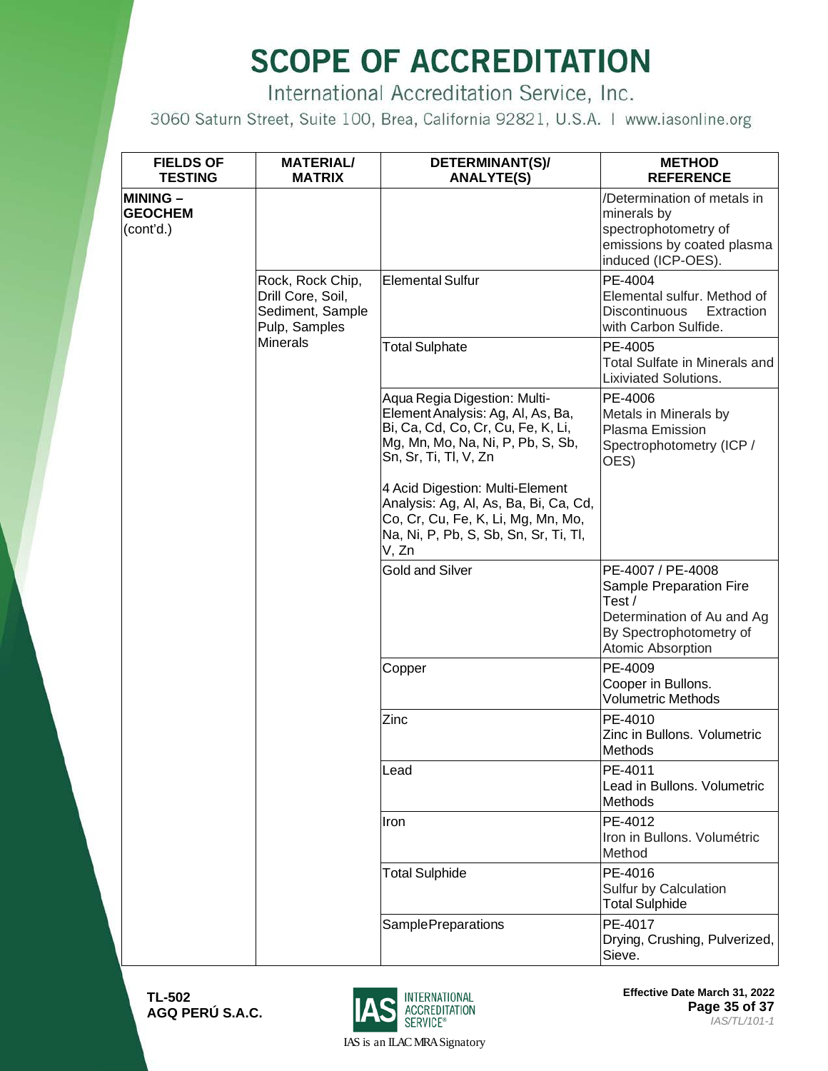# SCOPE OF ACCREDITATION

International Accreditation Service, Inc.

3060 Saturn Street, Suite 100, Brea, California 92821, U.S.A. | www.iasonline.org

| FIELDS OF TESTING | MATERIAL/ MATRIX | DETERMINANT(S)/ ANALYTE(S) | METHOD REFERENCE |
|---|---|---|---|
| **MINING – GEOCHEM** (cont'd.) | | | /Determination of metals in minerals by spectrophotometry of emissions by coated plasma induced (ICP-OES). |
| | Rock, Rock Chip, Drill Core, Soil, Sediment, Sample Pulp, Samples Minerals | Elemental Sulfur | PE-4004 Elemental sulfur. Method of Discontinuous Extraction with Carbon Sulfide. |
| | | Total Sulphate | PE-4005 Total Sulfate in Minerals and Lixiviated Solutions. |
| | | Aqua Regia Digestion: Multi-Element Analysis: Ag, Al, As, Ba, Bi, Ca, Cd, Co, Cr, Cu, Fe, K, Li, Mg, Mn, Mo, Na, Ni, P, Pb, S, Sb, Sn, Sr, Ti, Tl, V, Zn<br><br>4 Acid Digestion: Multi-Element Analysis: Ag, Al, As, Ba, Bi, Ca, Cd, Co, Cr, Cu, Fe, K, Li, Mg, Mn, Mo, Na, Ni, P, Pb, S, Sb, Sn, Sr, Ti, Tl, V, Zn | PE-4006 Metals in Minerals by Plasma Emission Spectrophotometry (ICP / OES) |
| | | Gold and Silver | PE-4007 / PE-4008 Sample Preparation Fire Test / Determination of Au and Ag By Spectrophotometry of Atomic Absorption |
| | | Copper | PE-4009 Cooper in Bullons. Volumetric Methods |
| | | Zinc | PE-4010 Zinc in Bullons. Volumetric Methods |
| | | Lead | PE-4011 Lead in Bullons. Volumetric Methods |
| | | Iron | PE-4012 Iron in Bullons. Volumétric Method |
| | | Total Sulphide | PE-4016 Sulfur by Calculation Total Sulphide |
| | | SamplePreparations | PE-4017 Drying, Crushing, Pulverized, Sieve. |

**TL-502**
**AGQ PERÚ S.A.C.**

IAS is an ILAC MRA Signatory

**Effective Date March 31, 2022**

*IAS/TL/101-1*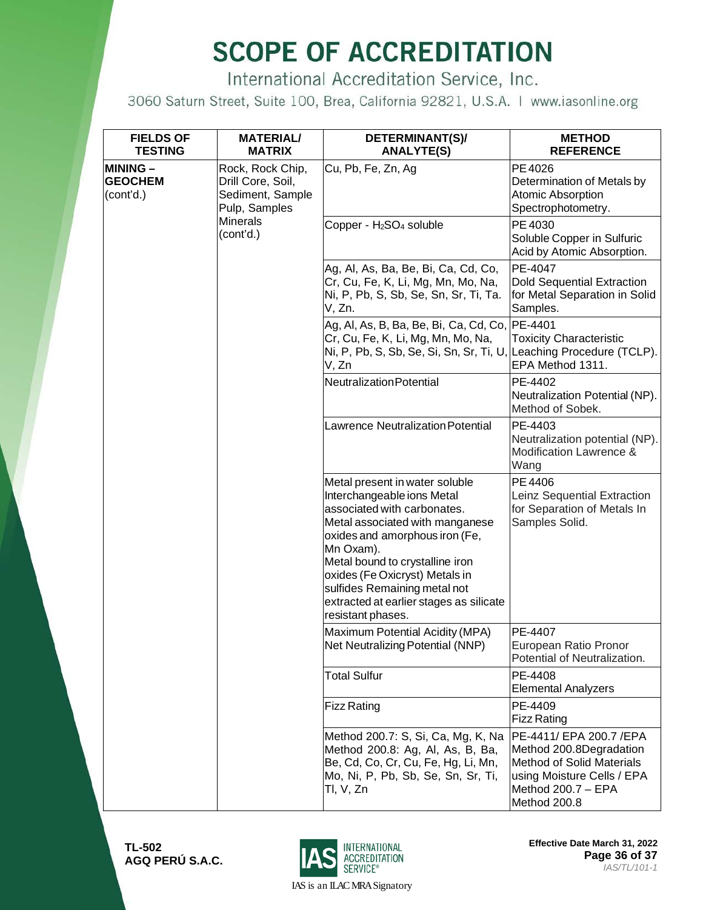# SCOPE OF ACCREDITATION

International Accreditation Service, Inc.

3060 Saturn Street, Suite 100, Brea, California 92821, U.S.A. | www.iasonline.org

| FIELDS OF TESTING | MATERIAL/ MATRIX | DETERMINANT(S)/ ANALYTE(S) | METHOD REFERENCE |
|---|---|---|---|
| **MINING – GEOCHEM** (cont'd.) | Rock, Rock Chip, Drill Core, Soil, Sediment, Sample Pulp, Samples Minerals (cont'd.) | Cu, Pb, Fe, Zn, Ag | PE 4026 Determination of Metals by Atomic Absorption Spectrophotometry. |
| | | Copper - $H_2SO_4$ soluble | PE 4030 Soluble Copper in Sulfuric Acid by Atomic Absorption. |
| | | Ag, Al, As, Ba, Be, Bi, Ca, Cd, Co, Cr, Cu, Fe, K, Li, Mg, Mn, Mo, Na, Ni, P, Pb, S, Sb, Se, Sn, Sr, Ti, Ta. V, Zn. | PE-4047 Dold Sequential Extraction for Metal Separation in Solid Samples. |
| | | Ag, Al, As, B, Ba, Be, Bi, Ca, Cd, Co, Cr, Cu, Fe, K, Li, Mg, Mn, Mo, Na, Ni, P, Pb, S, Sb, Se, Si, Sn, Sr, Ti, U, V, Zn | PE-4401 Toxicity Characteristic Leaching Procedure (TCLP). EPA Method 1311. |
| | | Neutralization Potential | PE-4402 Neutralization Potential (NP). Method of Sobek. |
| | | Lawrence Neutralization Potential | PE-4403 Neutralization potential (NP). Modification Lawrence & Wang |
| | | Metal present in water soluble Interchangeable ions Metal associated with carbonates. Metal associated with manganese oxides and amorphous iron (Fe, Mn Oxam). Metal bound to crystalline iron oxides (Fe Oxicryst) Metals in sulfides Remaining metal not extracted at earlier stages as silicate resistant phases. | PE 4406 Leinz Sequential Extraction for Separation of Metals In Samples Solid. |
| | | Maximum Potential Acidity (MPA) Net Neutralizing Potential (NNP) | PE-4407 European Ratio Pronor Potential of Neutralization. |
| | | Total Sulfur | PE-4408 Elemental Analyzers |
| | | Fizz Rating | PE-4409 Fizz Rating |
| | | Method 200.7: S, Si, Ca, Mg, K, Na Method 200.8: Ag, Al, As, B, Ba, Be, Cd, Co, Cr, Cu, Fe, Hg, Li, Mn, Mo, Ni, P, Pb, Sb, Se, Sn, Sr, Ti, Tl, V, Zn | PE-4411/ EPA 200.7 /EPA Method 200.8Degradation Method of Solid Materials using Moisture Cells / EPA Method 200.7 – EPA Method 200.8 |

TL-502
AGQ PERÚ S.A.C.

IAS is an ILAC MRA Signatory

Effective Date March 31, 2022

IAS/TL/101-1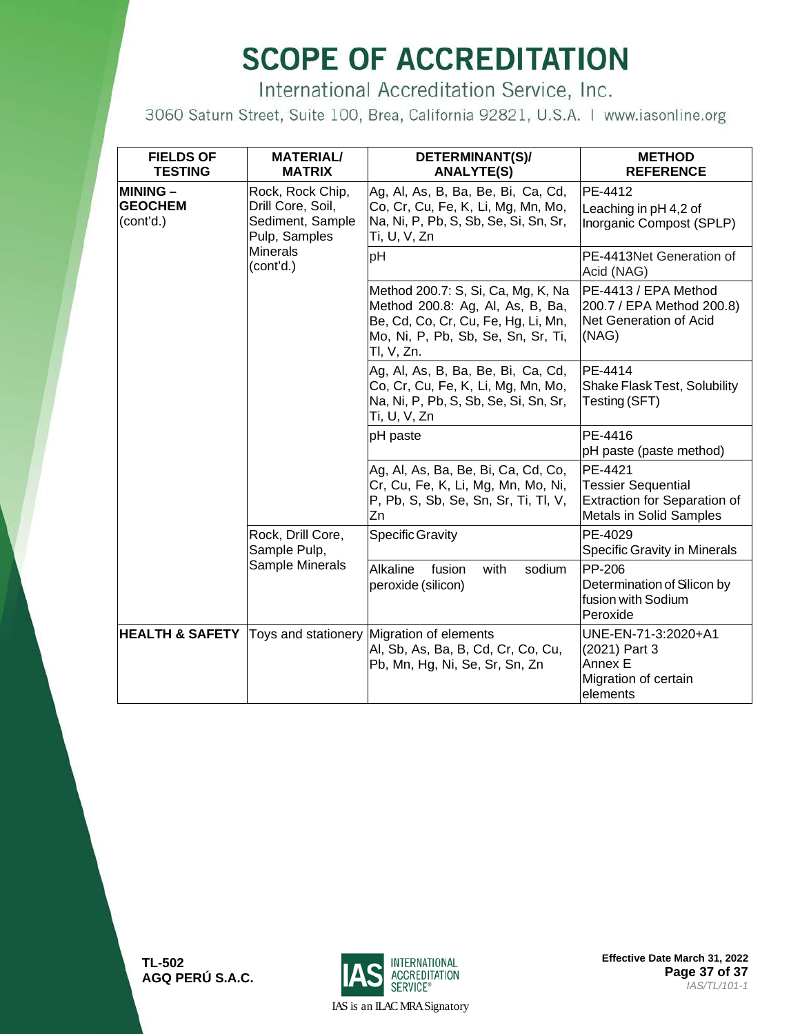# SCOPE OF ACCREDITATION

International Accreditation Service, Inc.

3060 Saturn Street, Suite 100, Brea, California 92821, U.S.A. | www.iasonline.org

| FIELDS OF TESTING | MATERIAL/ MATRIX | DETERMINANT(S)/ ANALYTE(S) | METHOD REFERENCE |
|---|---|---|---|
| **MINING – GEOCHEM** (cont'd.) | Rock, Rock Chip, Drill Core, Soil, Sediment, Sample Pulp, Samples Minerals (cont'd.) | Ag, Al, As, B, Ba, Be, Bi, Ca, Cd, Co, Cr, Cu, Fe, K, Li, Mg, Mn, Mo, Na, Ni, P, Pb, S, Sb, Se, Si, Sn, Sr, Ti, U, V, Zn | PE-4412 Leaching in pH 4,2 of Inorganic Compost (SPLP) |
| | | pH | PE-4413Net Generation of Acid (NAG) |
| | | Method 200.7: S, Si, Ca, Mg, K, Na Method 200.8: Ag, Al, As, B, Ba, Be, Cd, Co, Cr, Cu, Fe, Hg, Li, Mn, Mo, Ni, P, Pb, Sb, Se, Sn, Sr, Ti, Tl, V, Zn. | PE-4413 / EPA Method 200.7 / EPA Method 200.8) Net Generation of Acid (NAG) |
| | | Ag, Al, As, B, Ba, Be, Bi, Ca, Cd, Co, Cr, Cu, Fe, K, Li, Mg, Mn, Mo, Na, Ni, P, Pb, S, Sb, Se, Si, Sn, Sr, Ti, U, V, Zn | PE-4414 Shake Flask Test, Solubility Testing (SFT) |
| | | pH paste | PE-4416 pH paste (paste method) |
| | | Ag, Al, As, Ba, Be, Bi, Ca, Cd, Co, Cr, Cu, Fe, K, Li, Mg, Mn, Mo, Ni, P, Pb, S, Sb, Se, Sn, Sr, Ti, Tl, V, Zn | PE-4421 Tessier Sequential Extraction for Separation of Metals in Solid Samples |
| | Rock, Drill Core, Sample Pulp, Sample Minerals | Specific Gravity | PE-4029 Specific Gravity in Minerals |
| | | Alkaline fusion with sodium peroxide (silicon) | PP-206 Determination of Silicon by fusion with Sodium Peroxide |
| **HEALTH & SAFETY** | Toys and stationery | Migration of elements Al, Sb, As, Ba, B, Cd, Cr, Co, Cu, Pb, Mn, Hg, Ni, Se, Sr, Sn, Zn | UNE-EN-71-3:2020+A1 (2021) Part 3 Annex E Migration of certain elements |

**TL-502**
**AGQ PERÚ S.A.C.**

IAS is an ILAC MRA Signatory

**Effective Date March 31, 2022**

*IAS/TL/101-1*